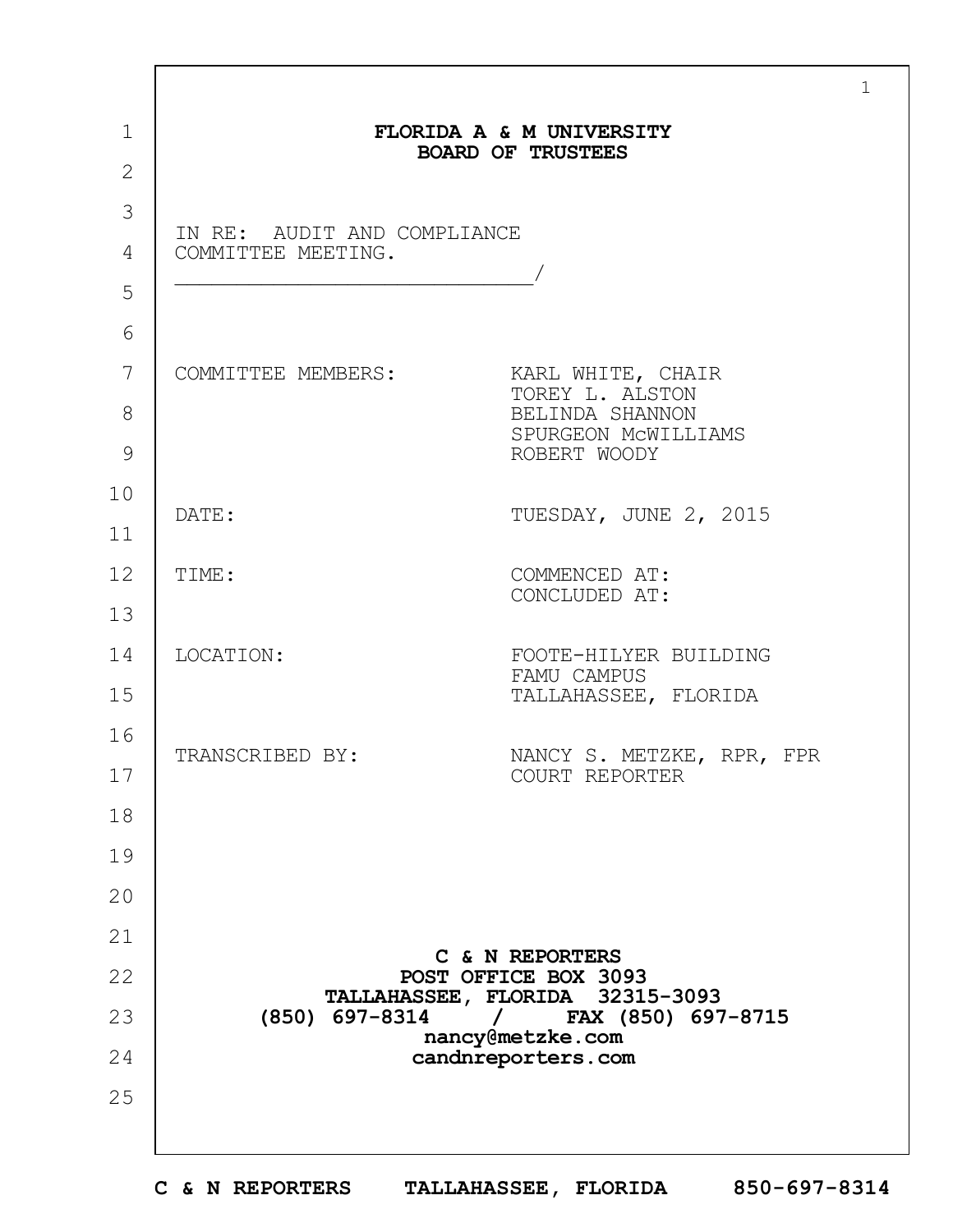# FLORIDA A & M UNIVERSITY
# BOARD OF TRUSTEES

IN RE: AUDIT AND COMPLIANCE
COMMITTEE METING.
______________________________/

| | |
|---|---|
| COMMITTEE MEMBERS: | KARL WHITE, CHAIR<br>TOREY L. ALSTON<br>BELINDA SHANNON<br>SPURGEON McWILLIAMS<br>ROBERT WOODY |
| DATE: | TUESDAY, JUNE 2, 2015 |
| TIME: | COMMENCED AT:<br>CONCLUDED AT: |
| LOCATION: | FOOTE-HILYER BUILDING<br>FAMU CAMPUS<br>TALLAHASSEE, FLORIDA |
| TRANSCRIBED BY: | NANCY S. METZKE, RPR, FPR<br>COURT REPORTER |

**C & N REPORTERS**
**POST OFFICE BOX 3093**
**TALLAHASSEE, FLORIDA 32315-3093**
**(850) 697-8314 / FAX (850) 697-8715**
**nancy@metzke.com**
**candnreporters.com**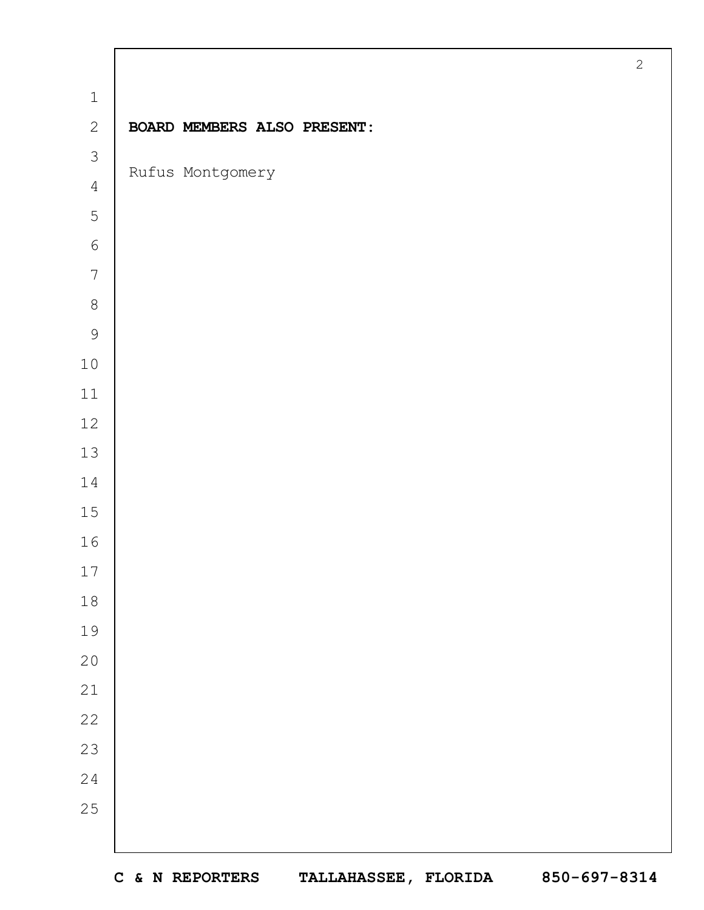**BOARD MEMBERS ALSO PRESENT:**

Rufus Montgomery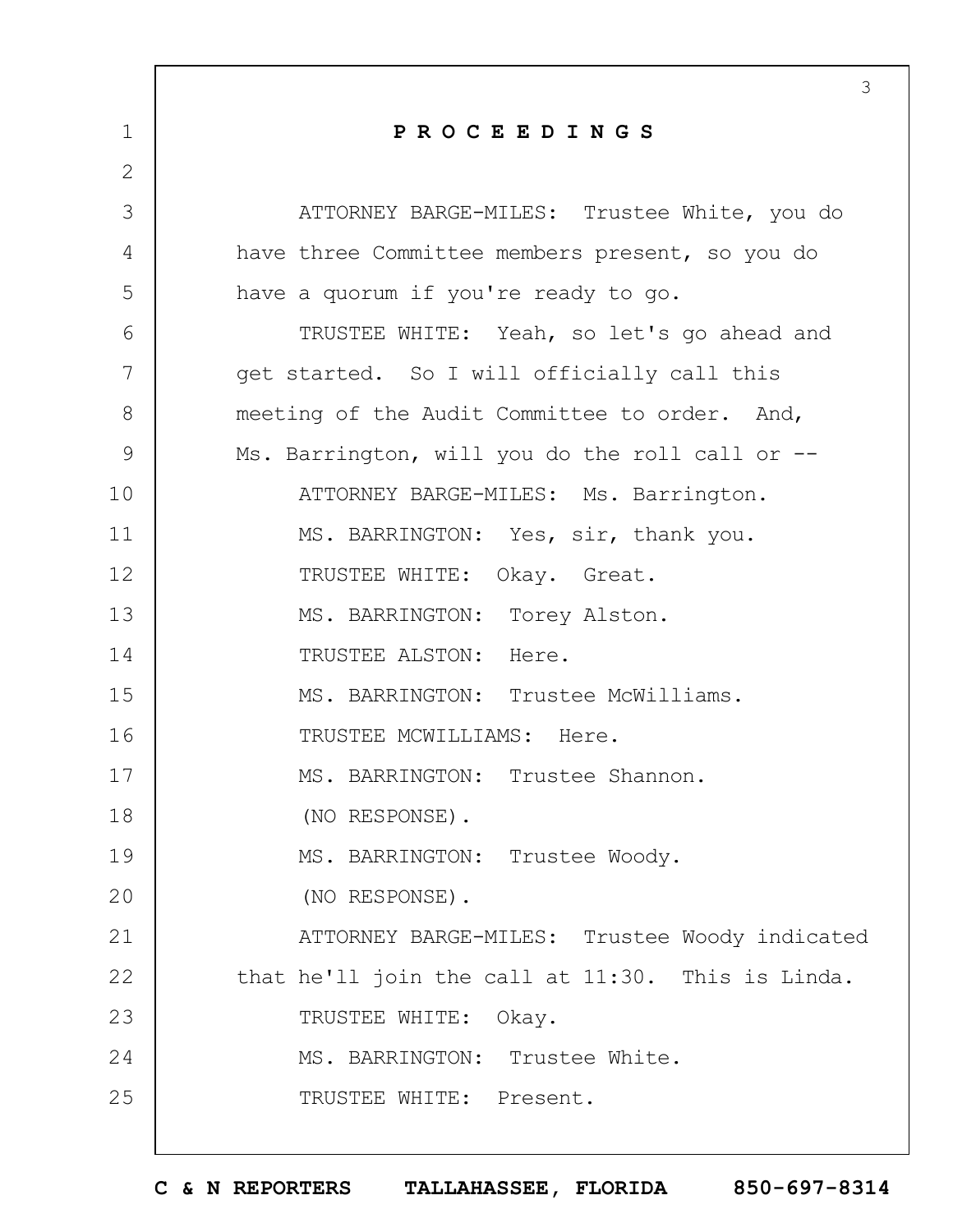**P R O C E E D I N G S**

ATTORNEY BARGE-MILES: Trustee White, you do have three Committee members present, so you do have a quorum if you're ready to go.

TRUSTEE WHITE: Yeah, so let's go ahead and get started. So I will officially call this meeting of the Audit Committee to order. And, Ms. Barrington, will you do the roll call or --

ATTORNEY BARGE-MILES: Ms. Barrington.

MS. BARRINGTON: Yes, sir, thank you.

TRUSTEE WHITE: Okay. Great.

MS. BARRINGTON: Torey Alston.

TRUSTEE ALSTON: Here.

MS. BARRINGTON: Trustee McWilliams.

TRUSTEE MCWILLIAMS: Here.

MS. BARRINGTON: Trustee Shannon.

(NO RESPONSE).

MS. BARRINGTON: Trustee Woody.

(NO RESPONSE).

ATTORNEY BARGE-MILES: Trustee Woody indicated that he'll join the call at 11:30. This is Linda.

TRUSTEE WHITE: Okay.

MS. BARRINGTON: Trustee White.

TRUSTEE WHITE: Present.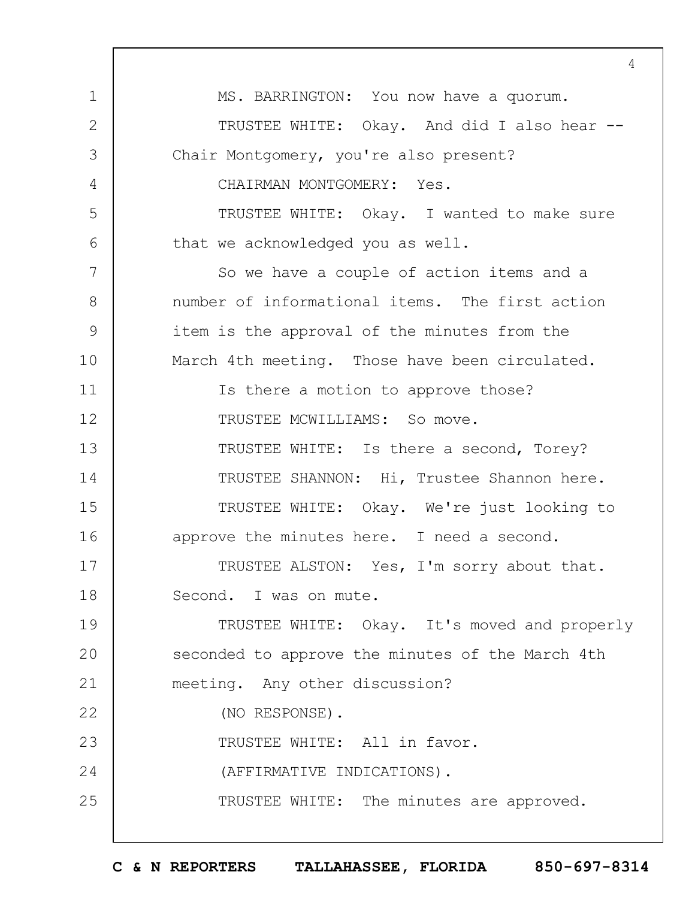MS. BARRINGTON: You now have a quorum.

TRUSTEE WHITE: Okay. And did I also hear -- Chair Montgomery, you're also present?

CHAIRMAN MONTGOMERY: Yes.

TRUSTEE WHITE: Okay. I wanted to make sure that we acknowledged you as well.

So we have a couple of action items and a number of informational items. The first action item is the approval of the minutes from the March 4th meeting. Those have been circulated.

Is there a motion to approve those?

TRUSTEE MCWILLIAMS: So move.

TRUSTEE WHITE: Is there a second, Torey?

TRUSTEE SHANNON: Hi, Trustee Shannon here.

TRUSTEE WHITE: Okay. We're just looking to approve the minutes here. I need a second.

TRUSTEE ALSTON: Yes, I'm sorry about that. Second. I was on mute.

TRUSTEE WHITE: Okay. It's moved and properly seconded to approve the minutes of the March 4th meeting. Any other discussion?

(NO RESPONSE).

TRUSTEE WHITE: All in favor.

(AFFIRMATIVE INDICATIONS).

TRUSTEE WHITE: The minutes are approved.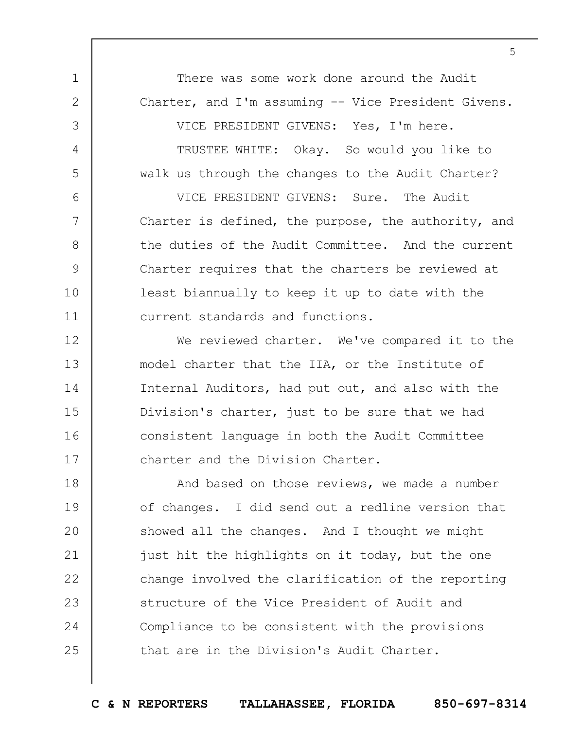There was some work done around the Audit Charter, and I'm assuming -- Vice President Givens.

VICE PRESIDENT GIVENS: Yes, I'm here.

TRUSTEE WHITE: Okay. So would you like to walk us through the changes to the Audit Charter?

VICE PRESIDENT GIVENS: Sure. The Audit Charter is defined, the purpose, the authority, and the duties of the Audit Committee. And the current Charter requires that the charters be reviewed at least biannually to keep it up to date with the current standards and functions.

We reviewed charter. We've compared it to the model charter that the IIA, or the Institute of Internal Auditors, had put out, and also with the Division's charter, just to be sure that we had consistent language in both the Audit Committee charter and the Division Charter.

And based on those reviews, we made a number of changes. I did send out a redline version that showed all the changes. And I thought we might just hit the highlights on it today, but the one change involved the clarification of the reporting structure of the Vice President of Audit and Compliance to be consistent with the provisions that are in the Division's Audit Charter.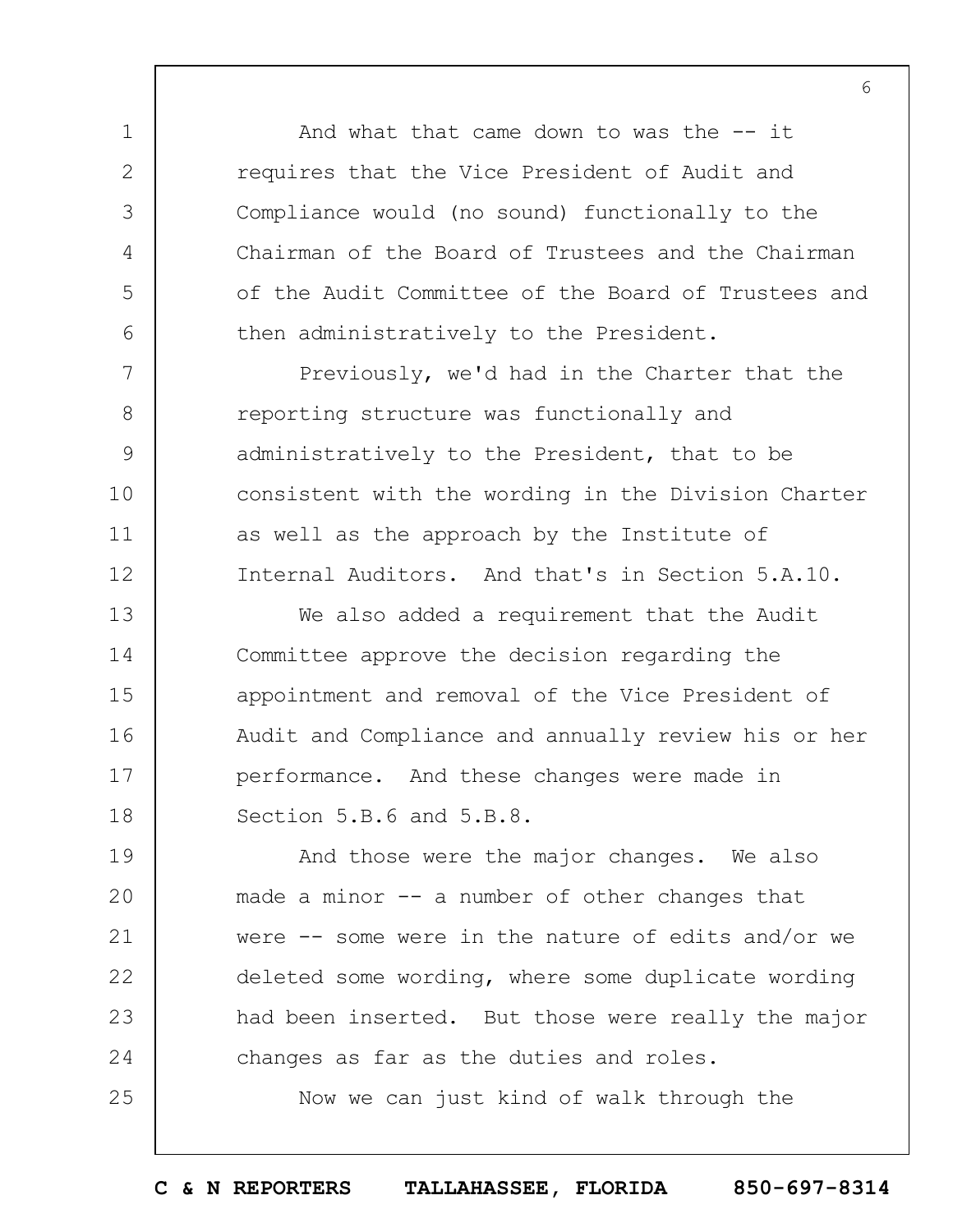And what that came down to was the -- it requires that the Vice President of Audit and Compliance would (no sound) functionally to the Chairman of the Board of Trustees and the Chairman of the Audit Committee of the Board of Trustees and then administratively to the President.

Previously, we'd had in the Charter that the reporting structure was functionally and administratively to the President, that to be consistent with the wording in the Division Charter as well as the approach by the Institute of Internal Auditors. And that's in Section 5.A.10.

We also added a requirement that the Audit Committee approve the decision regarding the appointment and removal of the Vice President of Audit and Compliance and annually review his or her performance. And these changes were made in Section 5.B.6 and 5.B.8.

And those were the major changes. We also made a minor -- a number of other changes that were -- some were in the nature of edits and/or we deleted some wording, where some duplicate wording had been inserted. But those were really the major changes as far as the duties and roles.

Now we can just kind of walk through the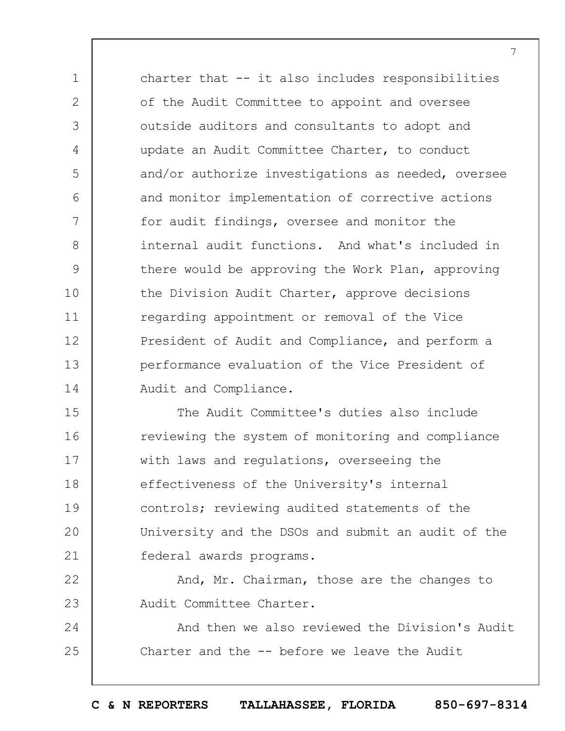charter that -- it also includes responsibilities of the Audit Committee to appoint and oversee outside auditors and consultants to adopt and update an Audit Committee Charter, to conduct and/or authorize investigations as needed, oversee and monitor implementation of corrective actions for audit findings, oversee and monitor the internal audit functions. And what's included in there would be approving the Work Plan, approving the Division Audit Charter, approve decisions regarding appointment or removal of the Vice President of Audit and Compliance, and perform a performance evaluation of the Vice President of Audit and Compliance.

The Audit Committee's duties also include reviewing the system of monitoring and compliance with laws and regulations, overseeing the effectiveness of the University's internal controls; reviewing audited statements of the University and the DSOs and submit an audit of the federal awards programs.

And, Mr. Chairman, those are the changes to Audit Committee Charter.

And then we also reviewed the Division's Audit Charter and the -- before we leave the Audit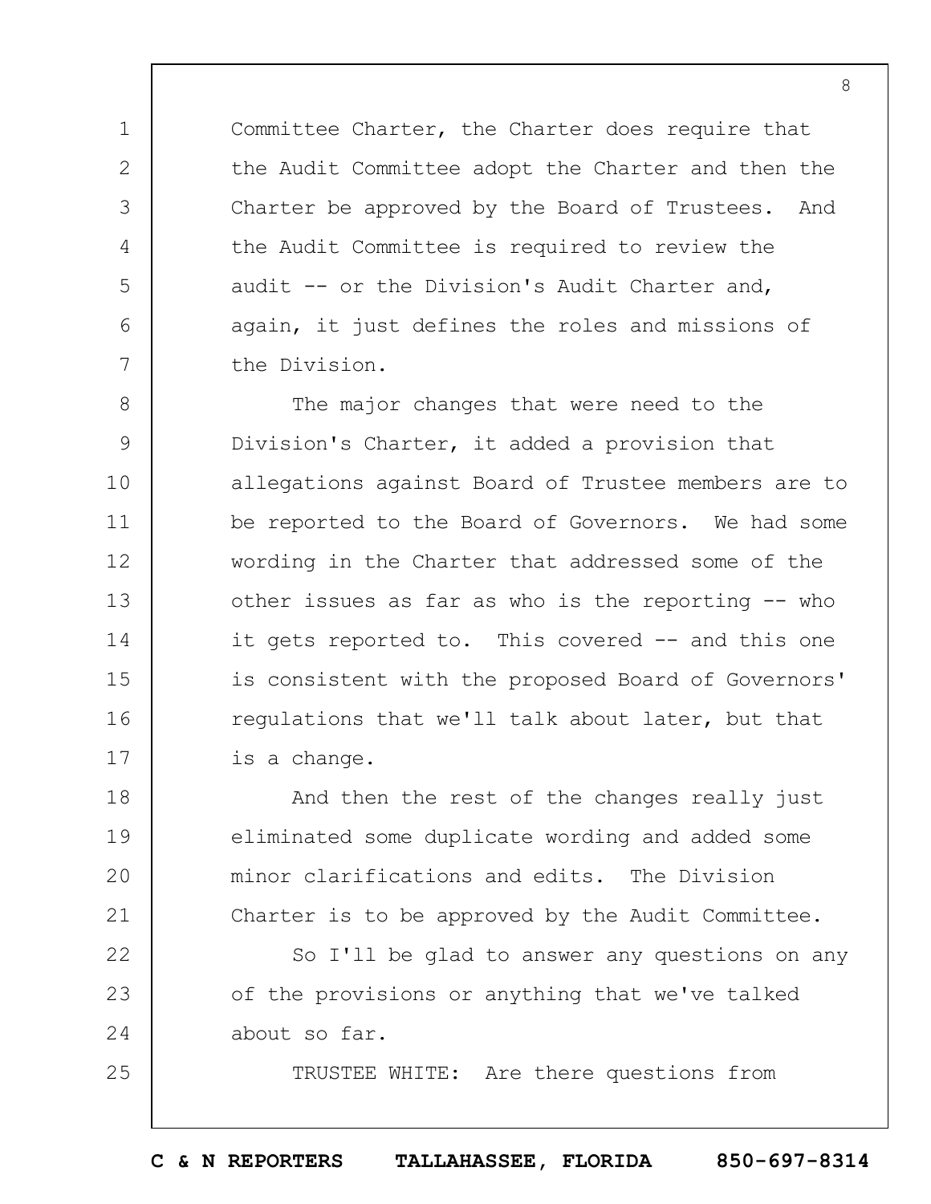Committee Charter, the Charter does require that the Audit Committee adopt the Charter and then the Charter be approved by the Board of Trustees. And the Audit Committee is required to review the audit -- or the Division's Audit Charter and, again, it just defines the roles and missions of the Division.

The major changes that were need to the Division's Charter, it added a provision that allegations against Board of Trustee members are to be reported to the Board of Governors. We had some wording in the Charter that addressed some of the other issues as far as who is the reporting -- who it gets reported to. This covered -- and this one is consistent with the proposed Board of Governors' regulations that we'll talk about later, but that is a change.

And then the rest of the changes really just eliminated some duplicate wording and added some minor clarifications and edits. The Division Charter is to be approved by the Audit Committee.

So I'll be glad to answer any questions on any of the provisions or anything that we've talked about so far.

TRUSTEE WHITE: Are there questions from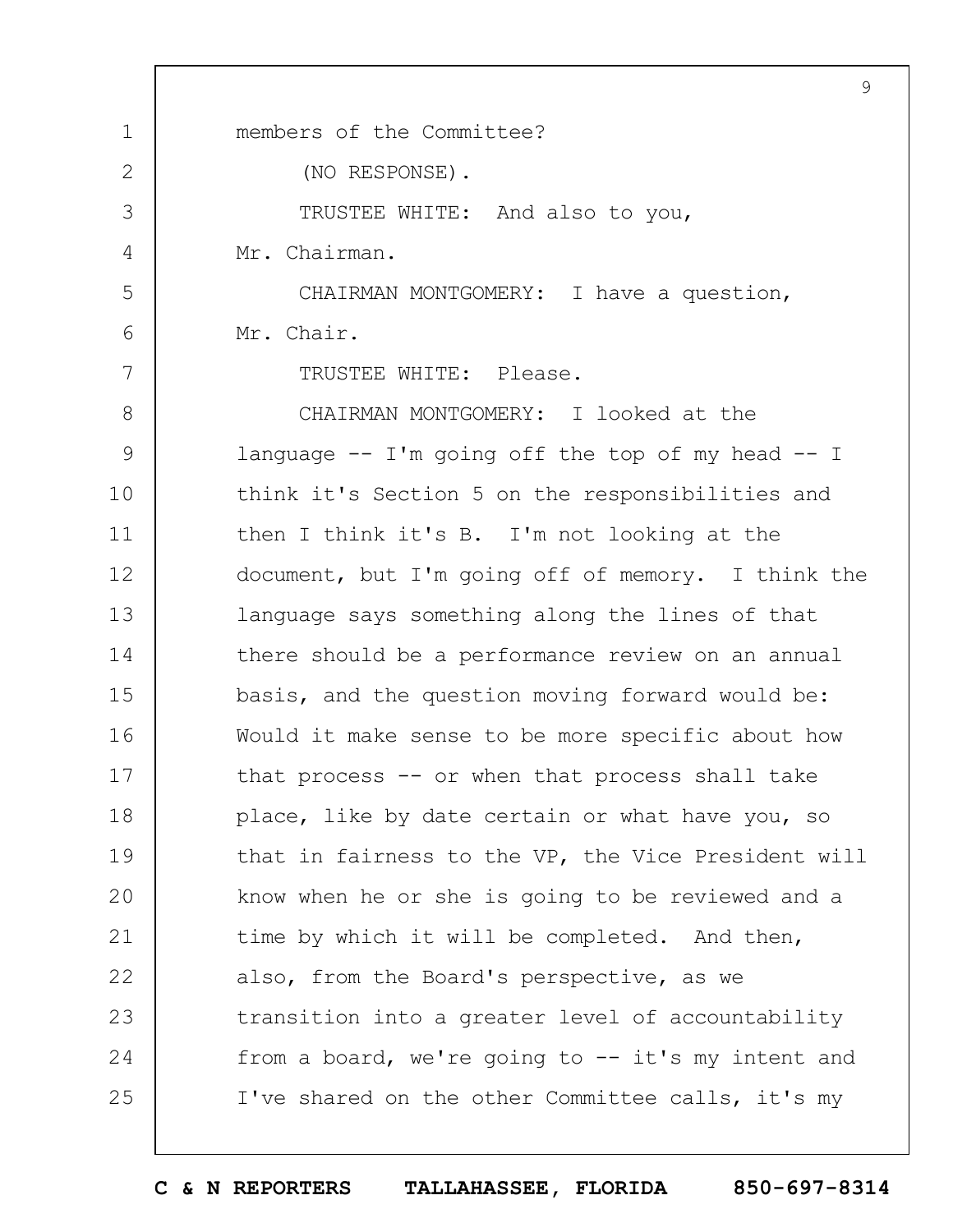members of the Committee?

(NO RESPONSE).

TRUSTEE WHITE: And also to you, Mr. Chairman.

CHAIRMAN MONTGOMERY: I have a question, Mr. Chair.

TRUSTEE WHITE: Please.

CHAIRMAN MONTGOMERY: I looked at the language -- I'm going off the top of my head -- I think it's Section 5 on the responsibilities and then I think it's B. I'm not looking at the document, but I'm going off of memory. I think the language says something along the lines of that there should be a performance review on an annual basis, and the question moving forward would be: Would it make sense to be more specific about how that process -- or when that process shall take place, like by date certain or what have you, so that in fairness to the VP, the Vice President will know when he or she is going to be reviewed and a time by which it will be completed. And then, also, from the Board's perspective, as we transition into a greater level of accountability from a board, we're going to -- it's my intent and I've shared on the other Committee calls, it's my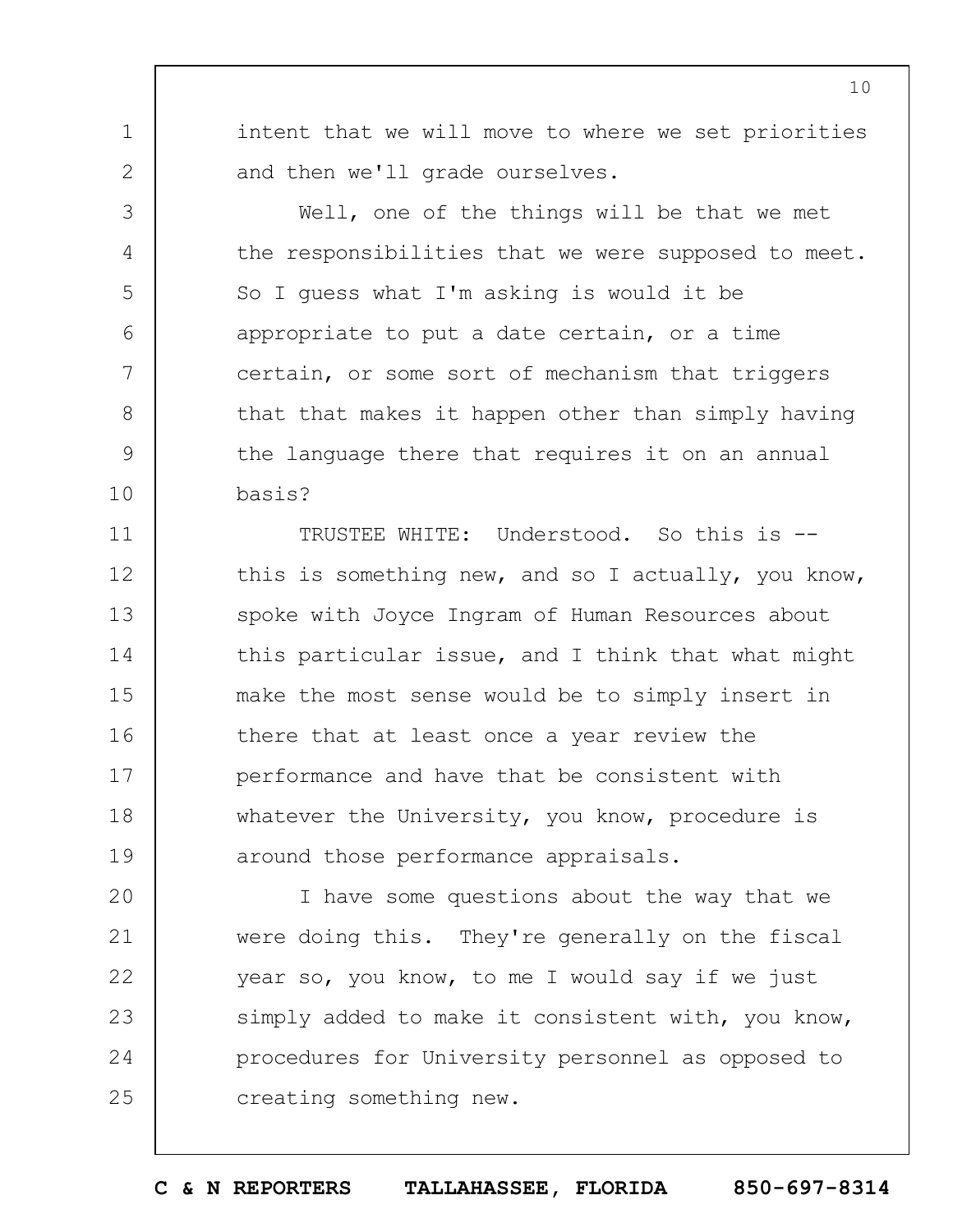intent that we will move to where we set priorities and then we'll grade ourselves.

Well, one of the things will be that we met the responsibilities that we were supposed to meet. So I guess what I'm asking is would it be appropriate to put a date certain, or a time certain, or some sort of mechanism that triggers that that makes it happen other than simply having the language there that requires it on an annual basis?

TRUSTEE WHITE: Understood. So this is -- this is something new, and so I actually, you know, spoke with Joyce Ingram of Human Resources about this particular issue, and I think that what might make the most sense would be to simply insert in there that at least once a year review the performance and have that be consistent with whatever the University, you know, procedure is around those performance appraisals.

I have some questions about the way that we were doing this. They're generally on the fiscal year so, you know, to me I would say if we just simply added to make it consistent with, you know, procedures for University personnel as opposed to creating something new.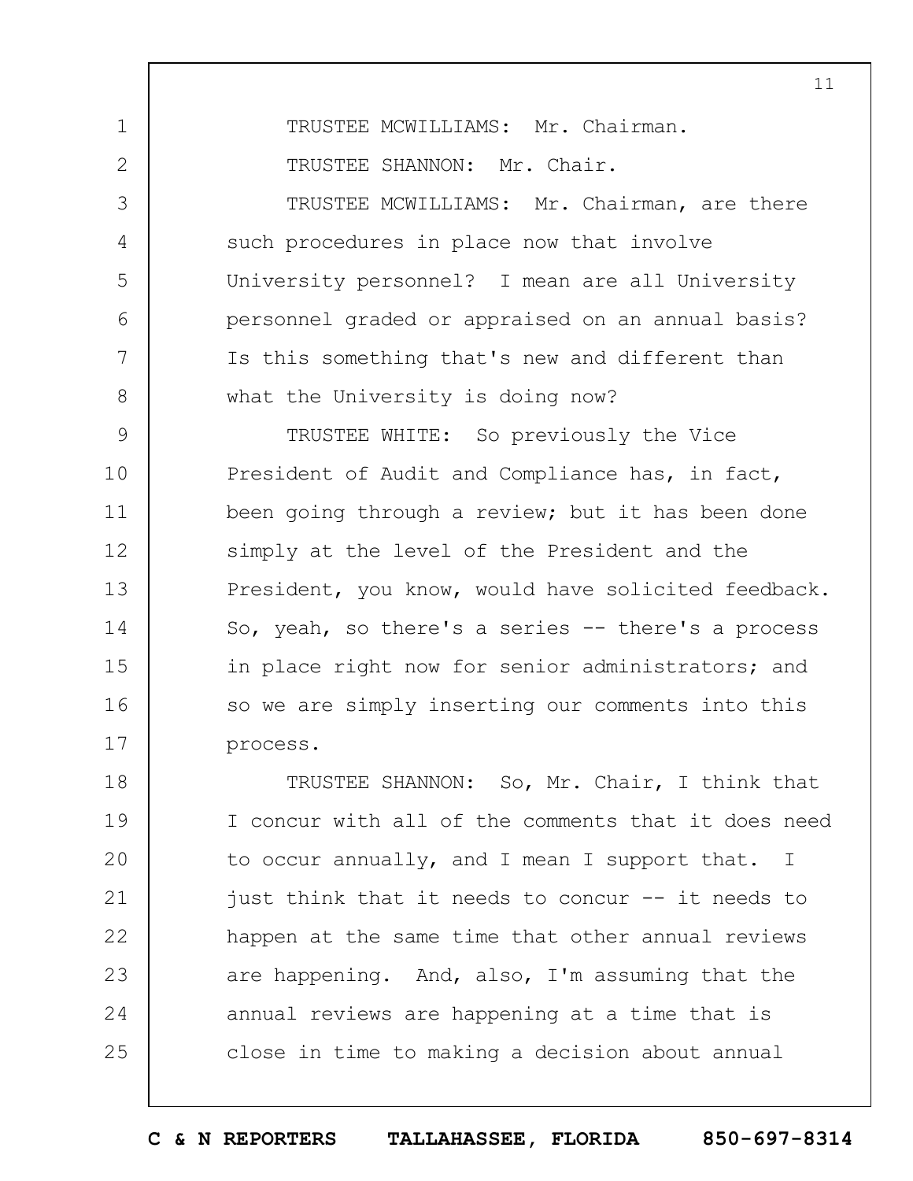TRUSTEE MCWILLIAMS: Mr. Chairman.

TRUSTEE SHANNON: Mr. Chair.

TRUSTEE MCWILLIAMS: Mr. Chairman, are there such procedures in place now that involve University personnel? I mean are all University personnel graded or appraised on an annual basis? Is this something that's new and different than what the University is doing now?

TRUSTEE WHITE: So previously the Vice President of Audit and Compliance has, in fact, been going through a review; but it has been done simply at the level of the President and the President, you know, would have solicited feedback. So, yeah, so there's a series -- there's a process in place right now for senior administrators; and so we are simply inserting our comments into this process.

TRUSTEE SHANNON: So, Mr. Chair, I think that I concur with all of the comments that it does need to occur annually, and I mean I support that. I just think that it needs to concur -- it needs to happen at the same time that other annual reviews are happening. And, also, I'm assuming that the annual reviews are happening at a time that is close in time to making a decision about annual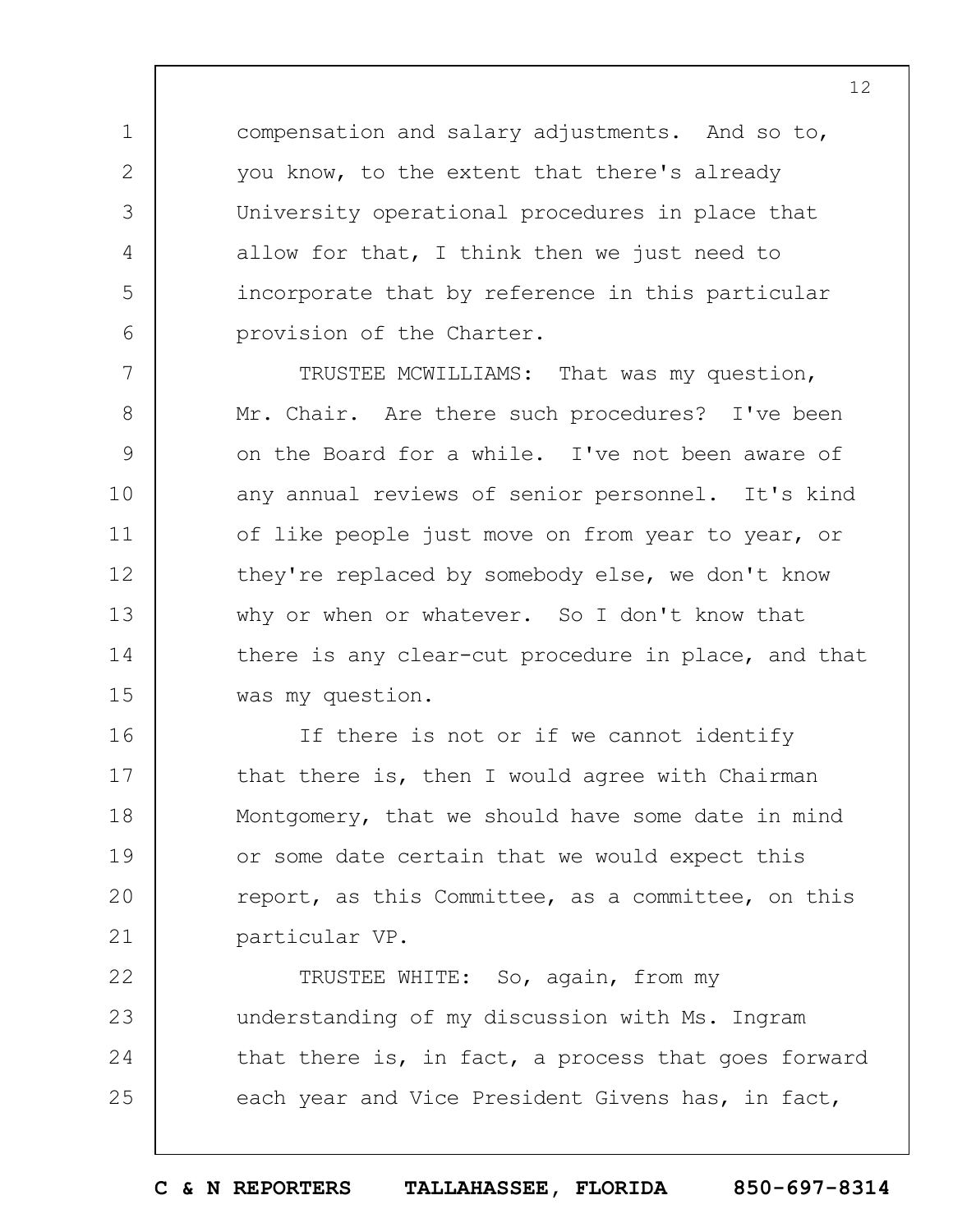compensation and salary adjustments. And so to, you know, to the extent that there's already University operational procedures in place that allow for that, I think then we just need to incorporate that by reference in this particular provision of the Charter.

TRUSTEE MCWILLIAMS: That was my question, Mr. Chair. Are there such procedures? I've been on the Board for a while. I've not been aware of any annual reviews of senior personnel. It's kind of like people just move on from year to year, or they're replaced by somebody else, we don't know why or when or whatever. So I don't know that there is any clear-cut procedure in place, and that was my question.

If there is not or if we cannot identify that there is, then I would agree with Chairman Montgomery, that we should have some date in mind or some date certain that we would expect this report, as this Committee, as a committee, on this particular VP.

TRUSTEE WHITE: So, again, from my understanding of my discussion with Ms. Ingram that there is, in fact, a process that goes forward each year and Vice President Givens has, in fact,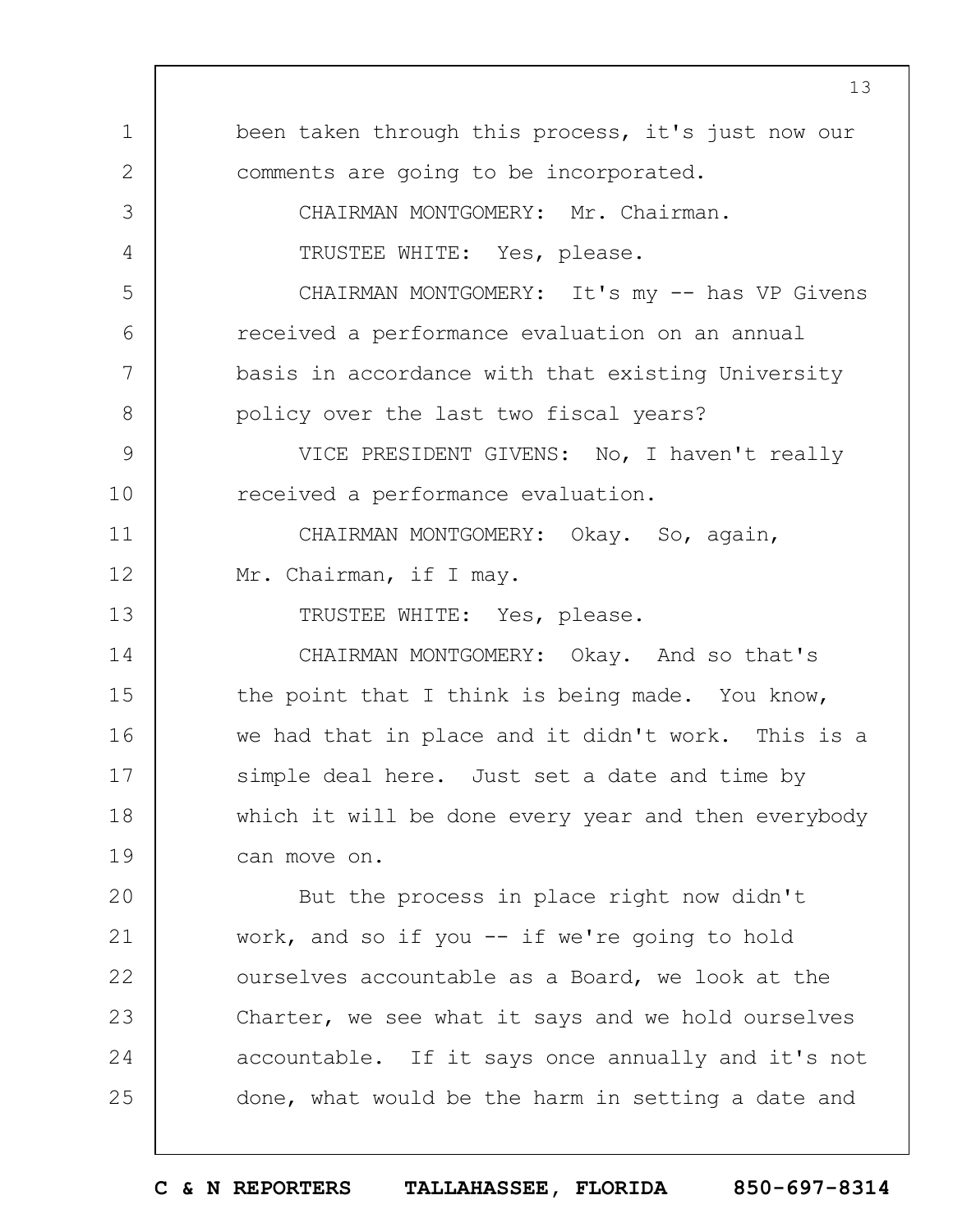been taken through this process, it's just now our comments are going to be incorporated.

CHAIRMAN MONTGOMERY: Mr. Chairman.

TRUSTEE WHITE: Yes, please.

CHAIRMAN MONTGOMERY: It's my -- has VP Givens received a performance evaluation on an annual basis in accordance with that existing University policy over the last two fiscal years?

VICE PRESIDENT GIVENS: No, I haven't really received a performance evaluation.

CHAIRMAN MONTGOMERY: Okay. So, again, Mr. Chairman, if I may.

TRUSTEE WHITE: Yes, please.

CHAIRMAN MONTGOMERY: Okay. And so that's the point that I think is being made. You know, we had that in place and it didn't work. This is a simple deal here. Just set a date and time by which it will be done every year and then everybody can move on.

But the process in place right now didn't work, and so if you -- if we're going to hold ourselves accountable as a Board, we look at the Charter, we see what it says and we hold ourselves accountable. If it says once annually and it's not done, what would be the harm in setting a date and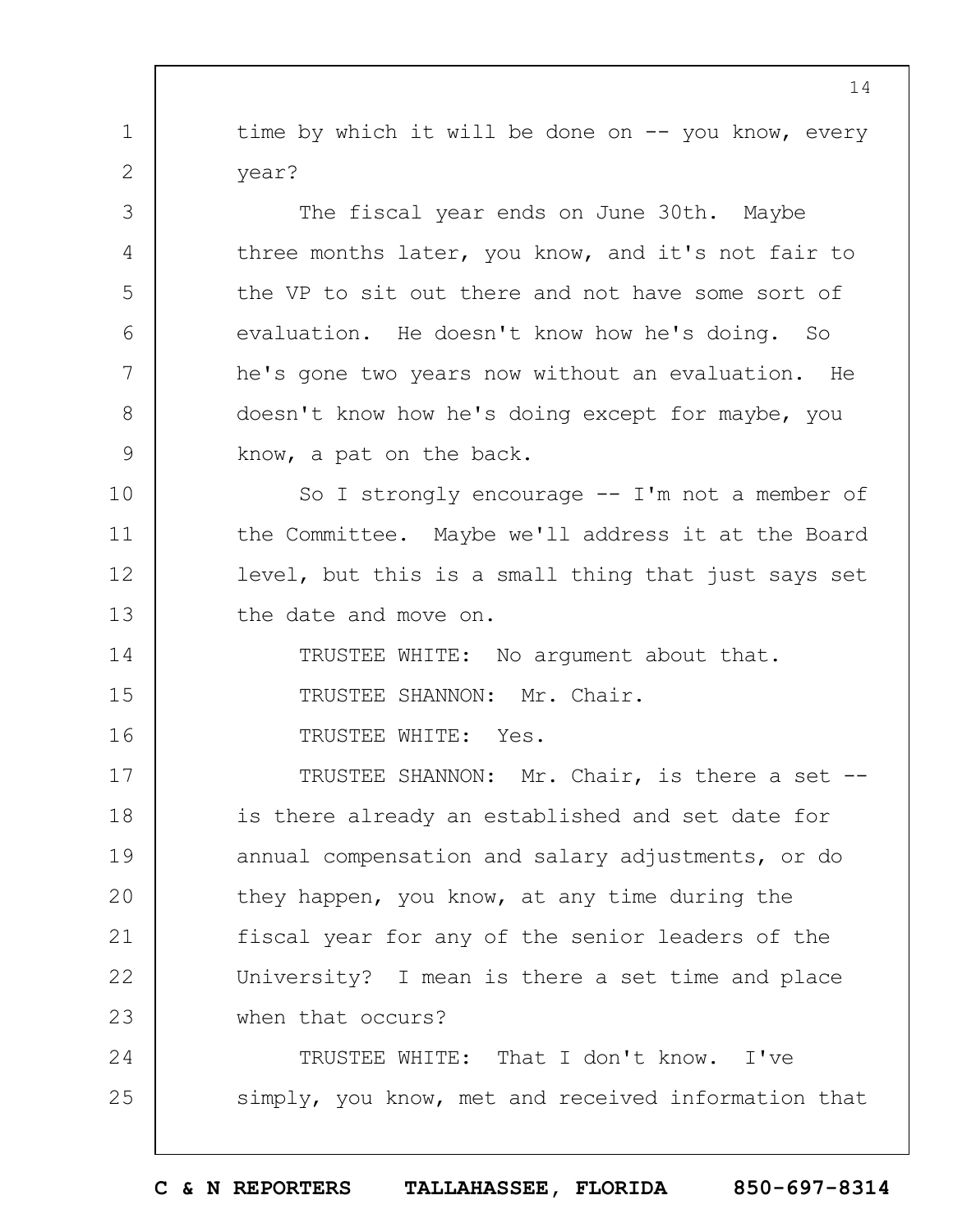time by which it will be done on -- you know, every year?

The fiscal year ends on June 30th. Maybe three months later, you know, and it's not fair to the VP to sit out there and not have some sort of evaluation. He doesn't know how he's doing. So he's gone two years now without an evaluation. He doesn't know how he's doing except for maybe, you know, a pat on the back.

So I strongly encourage -- I'm not a member of the Committee. Maybe we'll address it at the Board level, but this is a small thing that just says set the date and move on.

TRUSTEE WHITE: No argument about that.

TRUSTEE SHANNON: Mr. Chair.

TRUSTEE WHITE: Yes.

TRUSTEE SHANNON: Mr. Chair, is there a set -- is there already an established and set date for annual compensation and salary adjustments, or do they happen, you know, at any time during the fiscal year for any of the senior leaders of the University? I mean is there a set time and place when that occurs?

TRUSTEE WHITE: That I don't know. I've simply, you know, met and received information that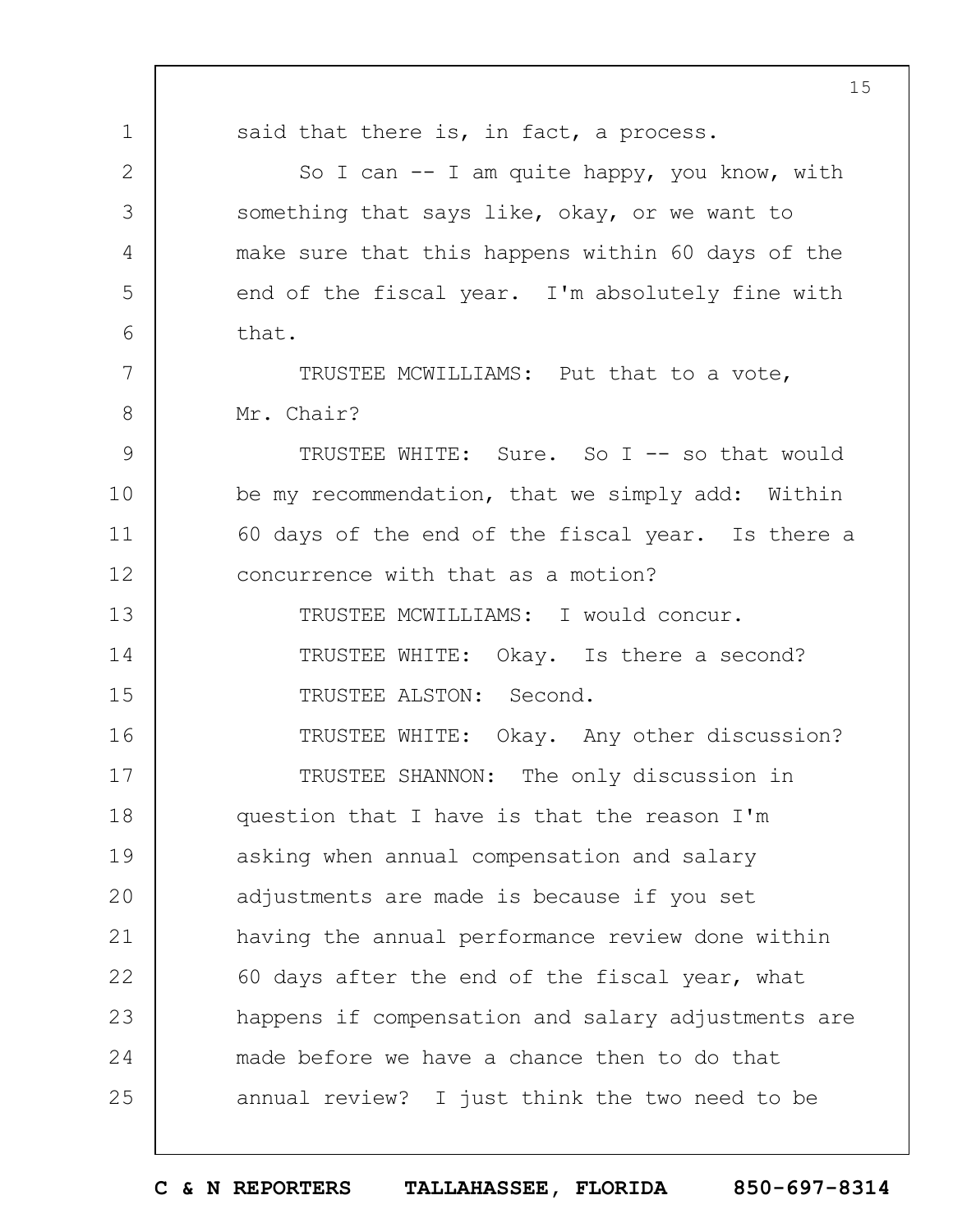said that there is, in fact, a process.

So I can -- I am quite happy, you know, with something that says like, okay, or we want to make sure that this happens within 60 days of the end of the fiscal year. I'm absolutely fine with that.

TRUSTEE MCWILLIAMS: Put that to a vote, Mr. Chair?

TRUSTEE WHITE: Sure. So I -- so that would be my recommendation, that we simply add: Within 60 days of the end of the fiscal year. Is there a concurrence with that as a motion?

TRUSTEE MCWILLIAMS: I would concur.

TRUSTEE WHITE: Okay. Is there a second?

TRUSTEE ALSTON: Second.

TRUSTEE WHITE: Okay. Any other discussion?

TRUSTEE SHANNON: The only discussion in question that I have is that the reason I'm asking when annual compensation and salary adjustments are made is because if you set having the annual performance review done within 60 days after the end of the fiscal year, what happens if compensation and salary adjustments are made before we have a chance then to do that annual review? I just think the two need to be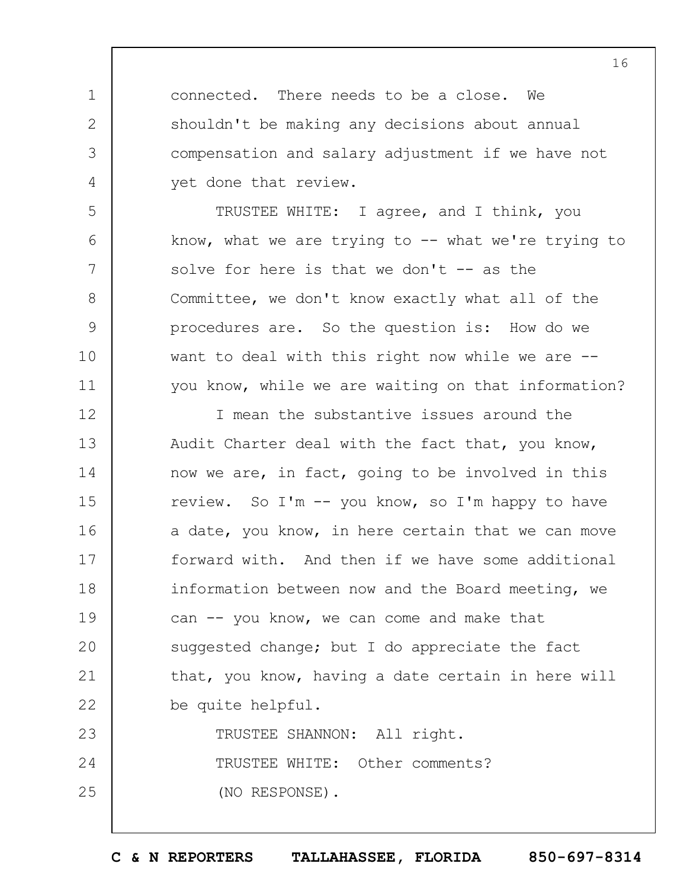connected. There needs to be a close. We shouldn't be making any decisions about annual compensation and salary adjustment if we have not yet done that review.

TRUSTEE WHITE: I agree, and I think, you know, what we are trying to -- what we're trying to solve for here is that we don't -- as the Committee, we don't know exactly what all of the procedures are. So the question is: How do we want to deal with this right now while we are -- you know, while we are waiting on that information?

I mean the substantive issues around the Audit Charter deal with the fact that, you know, now we are, in fact, going to be involved in this review. So I'm -- you know, so I'm happy to have a date, you know, in here certain that we can move forward with. And then if we have some additional information between now and the Board meeting, we can -- you know, we can come and make that suggested change; but I do appreciate the fact that, you know, having a date certain in here will be quite helpful.

TRUSTEE SHANNON: All right.

TRUSTEE WHITE: Other comments?

(NO RESPONSE).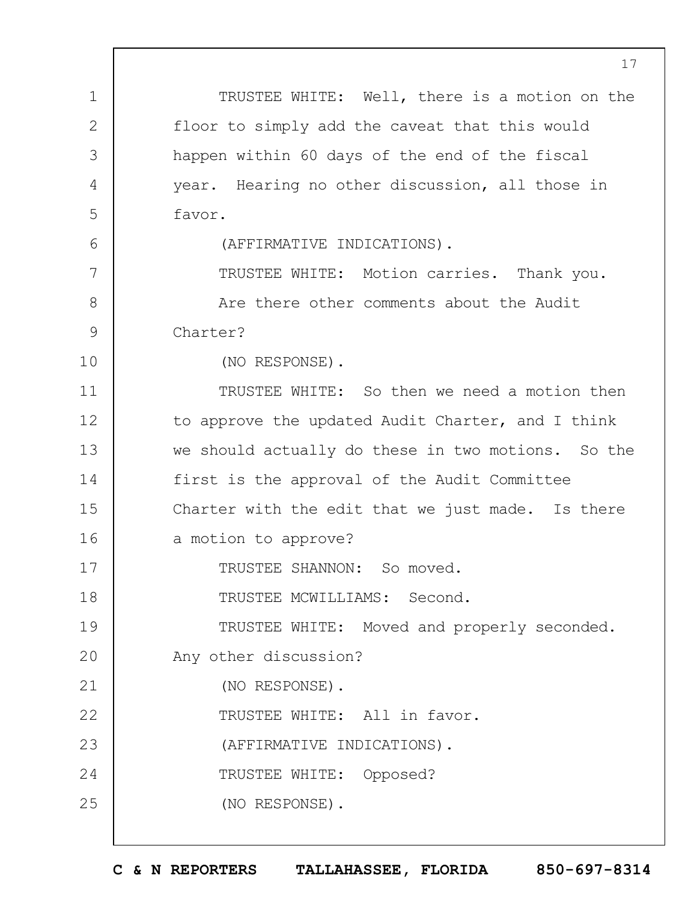TRUSTEE WHITE: Well, there is a motion on the floor to simply add the caveat that this would happen within 60 days of the end of the fiscal year. Hearing no other discussion, all those in favor.

(AFFIRMATIVE INDICATIONS).

TRUSTEE WHITE: Motion carries. Thank you.

Are there other comments about the Audit Charter?

(NO RESPONSE).

TRUSTEE WHITE: So then we need a motion then to approve the updated Audit Charter, and I think we should actually do these in two motions. So the first is the approval of the Audit Committee Charter with the edit that we just made. Is there a motion to approve?

TRUSTEE SHANNON: So moved.

TRUSTEE MCWILLIAMS: Second.

TRUSTEE WHITE: Moved and properly seconded. Any other discussion?

(NO RESPONSE).

TRUSTEE WHITE: All in favor.

(AFFIRMATIVE INDICATIONS).

TRUSTEE WHITE: Opposed?

(NO RESPONSE).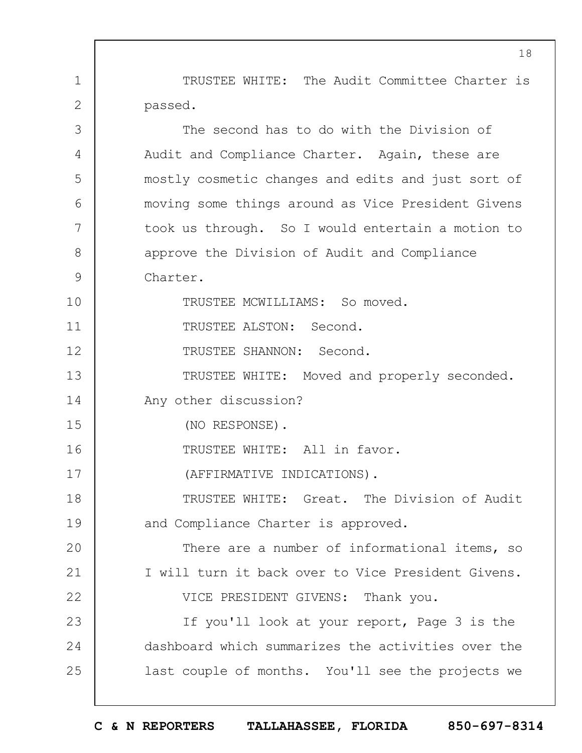TRUSTEE WHITE: The Audit Committee Charter is passed.

The second has to do with the Division of Audit and Compliance Charter. Again, these are mostly cosmetic changes and edits and just sort of moving some things around as Vice President Givens took us through. So I would entertain a motion to approve the Division of Audit and Compliance Charter.

TRUSTEE MCWILLIAMS: So moved.

TRUSTEE ALSTON: Second.

TRUSTEE SHANNON: Second.

TRUSTEE WHITE: Moved and properly seconded. Any other discussion?

(NO RESPONSE).

TRUSTEE WHITE: All in favor.

(AFFIRMATIVE INDICATIONS).

TRUSTEE WHITE: Great. The Division of Audit and Compliance Charter is approved.

There are a number of informational items, so I will turn it back over to Vice President Givens.

VICE PRESIDENT GIVENS: Thank you.

If you'll look at your report, Page 3 is the dashboard which summarizes the activities over the last couple of months. You'll see the projects we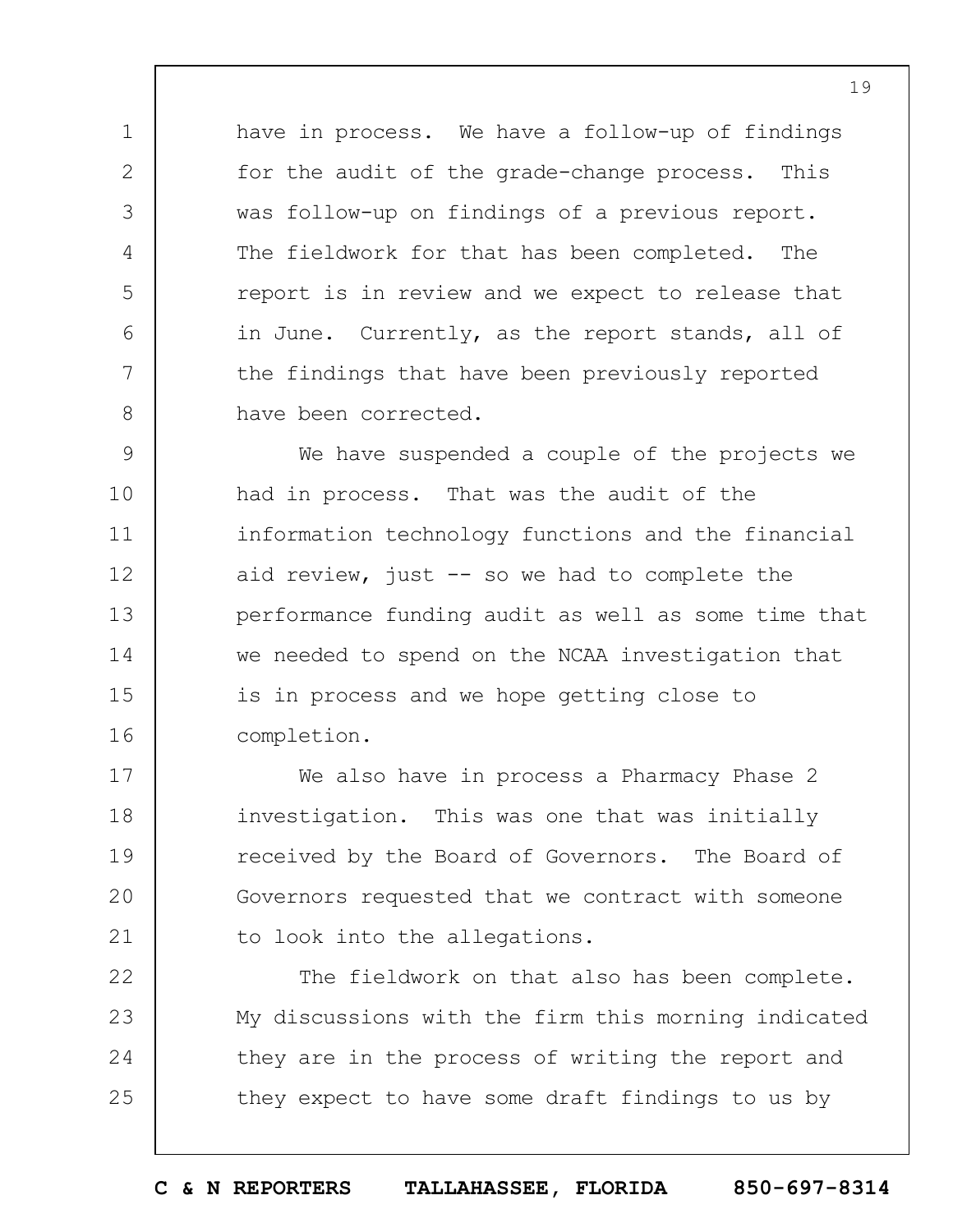have in process. We have a follow-up of findings for the audit of the grade-change process. This was follow-up on findings of a previous report. The fieldwork for that has been completed. The report is in review and we expect to release that in June. Currently, as the report stands, all of the findings that have been previously reported have been corrected.

We have suspended a couple of the projects we had in process. That was the audit of the information technology functions and the financial aid review, just -- so we had to complete the performance funding audit as well as some time that we needed to spend on the NCAA investigation that is in process and we hope getting close to completion.

We also have in process a Pharmacy Phase 2 investigation. This was one that was initially received by the Board of Governors. The Board of Governors requested that we contract with someone to look into the allegations.

The fieldwork on that also has been complete. My discussions with the firm this morning indicated they are in the process of writing the report and they expect to have some draft findings to us by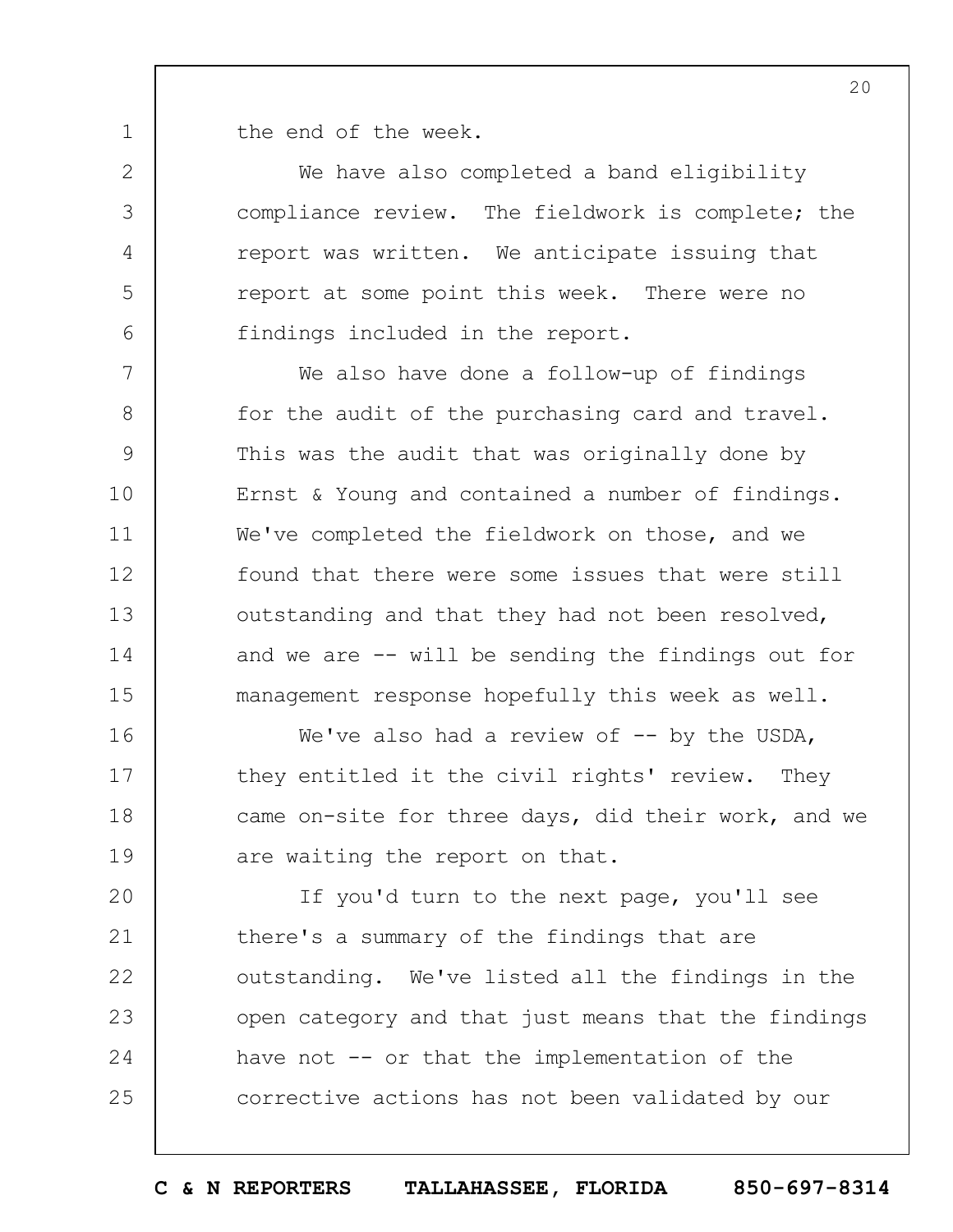the end of the week.

We have also completed a band eligibility compliance review. The fieldwork is complete; the report was written. We anticipate issuing that report at some point this week. There were no findings included in the report.

We also have done a follow-up of findings for the audit of the purchasing card and travel. This was the audit that was originally done by Ernst & Young and contained a number of findings. We've completed the fieldwork on those, and we found that there were some issues that were still outstanding and that they had not been resolved, and we are -- will be sending the findings out for management response hopefully this week as well.

We've also had a review of -- by the USDA, they entitled it the civil rights' review. They came on-site for three days, did their work, and we are waiting the report on that.

If you'd turn to the next page, you'll see there's a summary of the findings that are outstanding. We've listed all the findings in the open category and that just means that the findings have not -- or that the implementation of the corrective actions has not been validated by our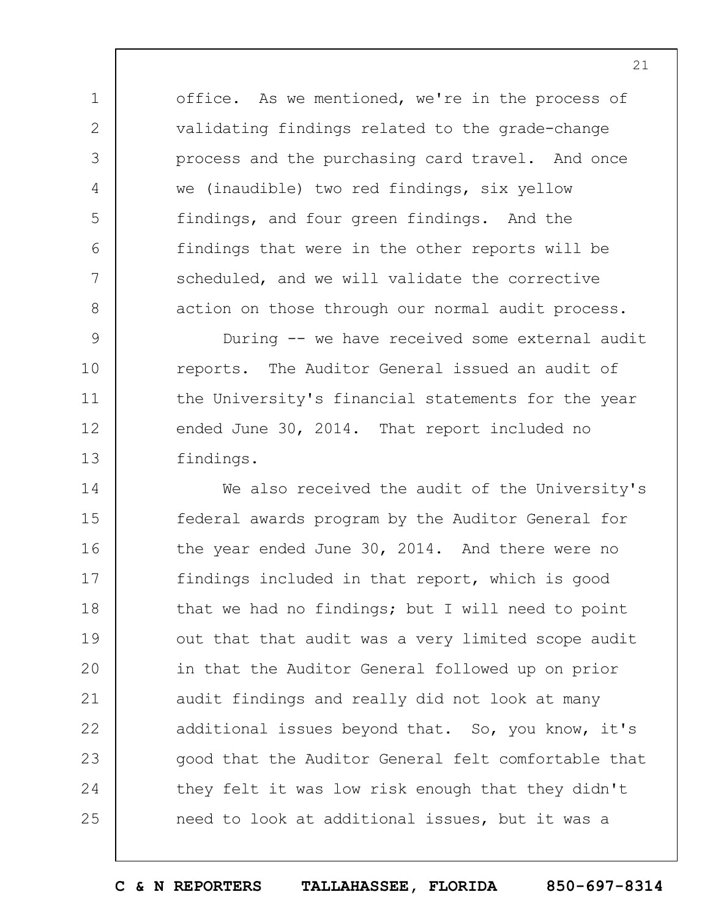office. As we mentioned, we're in the process of validating findings related to the grade-change process and the purchasing card travel. And once we (inaudible) two red findings, six yellow findings, and four green findings. And the findings that were in the other reports will be scheduled, and we will validate the corrective action on those through our normal audit process.

During -- we have received some external audit reports. The Auditor General issued an audit of the University's financial statements for the year ended June 30, 2014. That report included no findings.

We also received the audit of the University's federal awards program by the Auditor General for the year ended June 30, 2014. And there were no findings included in that report, which is good that we had no findings; but I will need to point out that that audit was a very limited scope audit in that the Auditor General followed up on prior audit findings and really did not look at many additional issues beyond that. So, you know, it's good that the Auditor General felt comfortable that they felt it was low risk enough that they didn't need to look at additional issues, but it was a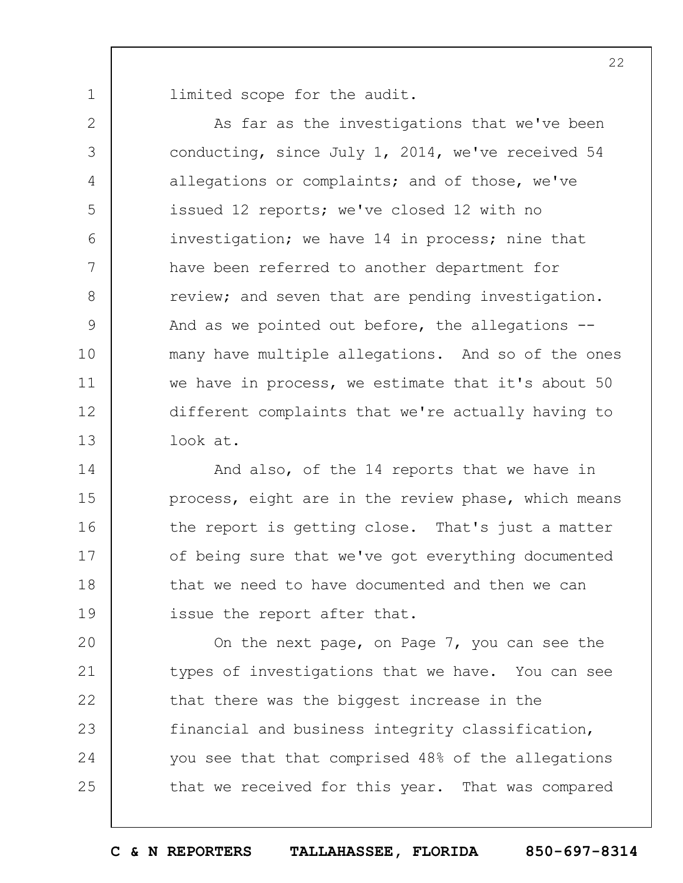limited scope for the audit.

As far as the investigations that we've been conducting, since July 1, 2014, we've received 54 allegations or complaints; and of those, we've issued 12 reports; we've closed 12 with no investigation; we have 14 in process; nine that have been referred to another department for review; and seven that are pending investigation. And as we pointed out before, the allegations -- many have multiple allegations. And so of the ones we have in process, we estimate that it's about 50 different complaints that we're actually having to look at.

And also, of the 14 reports that we have in process, eight are in the review phase, which means the report is getting close. That's just a matter of being sure that we've got everything documented that we need to have documented and then we can issue the report after that.

On the next page, on Page 7, you can see the types of investigations that we have. You can see that there was the biggest increase in the financial and business integrity classification, you see that that comprised 48% of the allegations that we received for this year. That was compared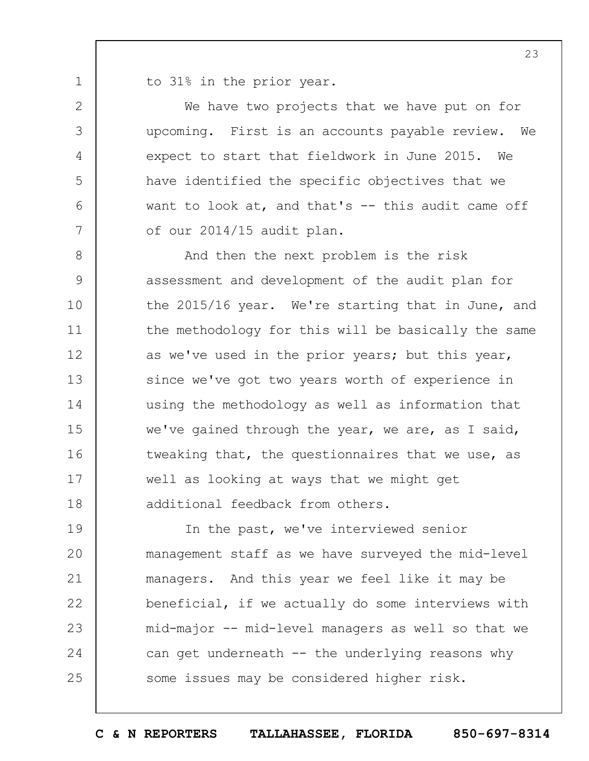to 31% in the prior year.

We have two projects that we have put on for upcoming. First is an accounts payable review. We expect to start that fieldwork in June 2015. We have identified the specific objectives that we want to look at, and that's -- this audit came off of our 2014/15 audit plan.

And then the next problem is the risk assessment and development of the audit plan for the 2015/16 year. We're starting that in June, and the methodology for this will be basically the same as we've used in the prior years; but this year, since we've got two years worth of experience in using the methodology as well as information that we've gained through the year, we are, as I said, tweaking that, the questionnaires that we use, as well as looking at ways that we might get additional feedback from others.

In the past, we've interviewed senior management staff as we have surveyed the mid-level managers. And this year we feel like it may be beneficial, if we actually do some interviews with mid-major -- mid-level managers as well so that we can get underneath -- the underlying reasons why some issues may be considered higher risk.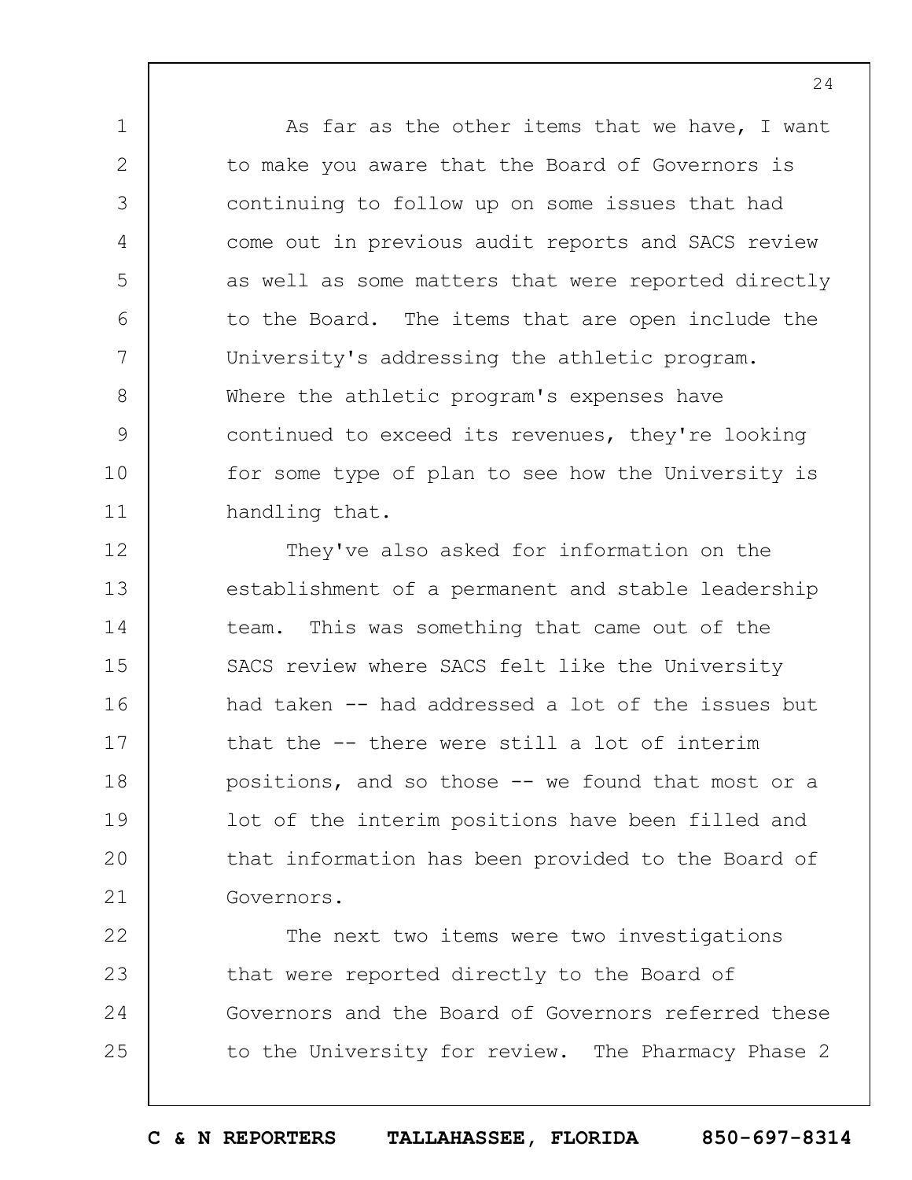As far as the other items that we have, I want to make you aware that the Board of Governors is continuing to follow up on some issues that had come out in previous audit reports and SACS review as well as some matters that were reported directly to the Board. The items that are open include the University's addressing the athletic program. Where the athletic program's expenses have continued to exceed its revenues, they're looking for some type of plan to see how the University is handling that.

They've also asked for information on the establishment of a permanent and stable leadership team. This was something that came out of the SACS review where SACS felt like the University had taken -- had addressed a lot of the issues but that the -- there were still a lot of interim positions, and so those -- we found that most or a lot of the interim positions have been filled and that information has been provided to the Board of Governors.

The next two items were two investigations that were reported directly to the Board of Governors and the Board of Governors referred these to the University for review. The Pharmacy Phase 2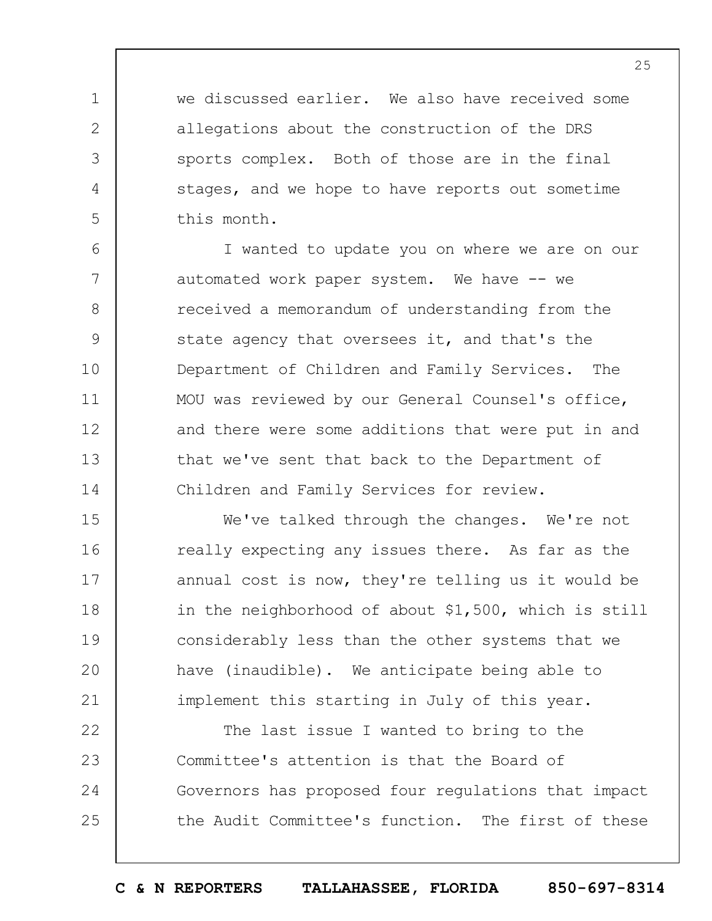we discussed earlier. We also have received some allegations about the construction of the DRS sports complex. Both of those are in the final stages, and we hope to have reports out sometime this month.

I wanted to update you on where we are on our automated work paper system. We have -- we received a memorandum of understanding from the state agency that oversees it, and that's the Department of Children and Family Services. The MOU was reviewed by our General Counsel's office, and there were some additions that were put in and that we've sent that back to the Department of Children and Family Services for review.

We've talked through the changes. We're not really expecting any issues there. As far as the annual cost is now, they're telling us it would be in the neighborhood of about $1,500, which is still considerably less than the other systems that we have (inaudible). We anticipate being able to implement this starting in July of this year.

The last issue I wanted to bring to the Committee's attention is that the Board of Governors has proposed four regulations that impact the Audit Committee's function. The first of these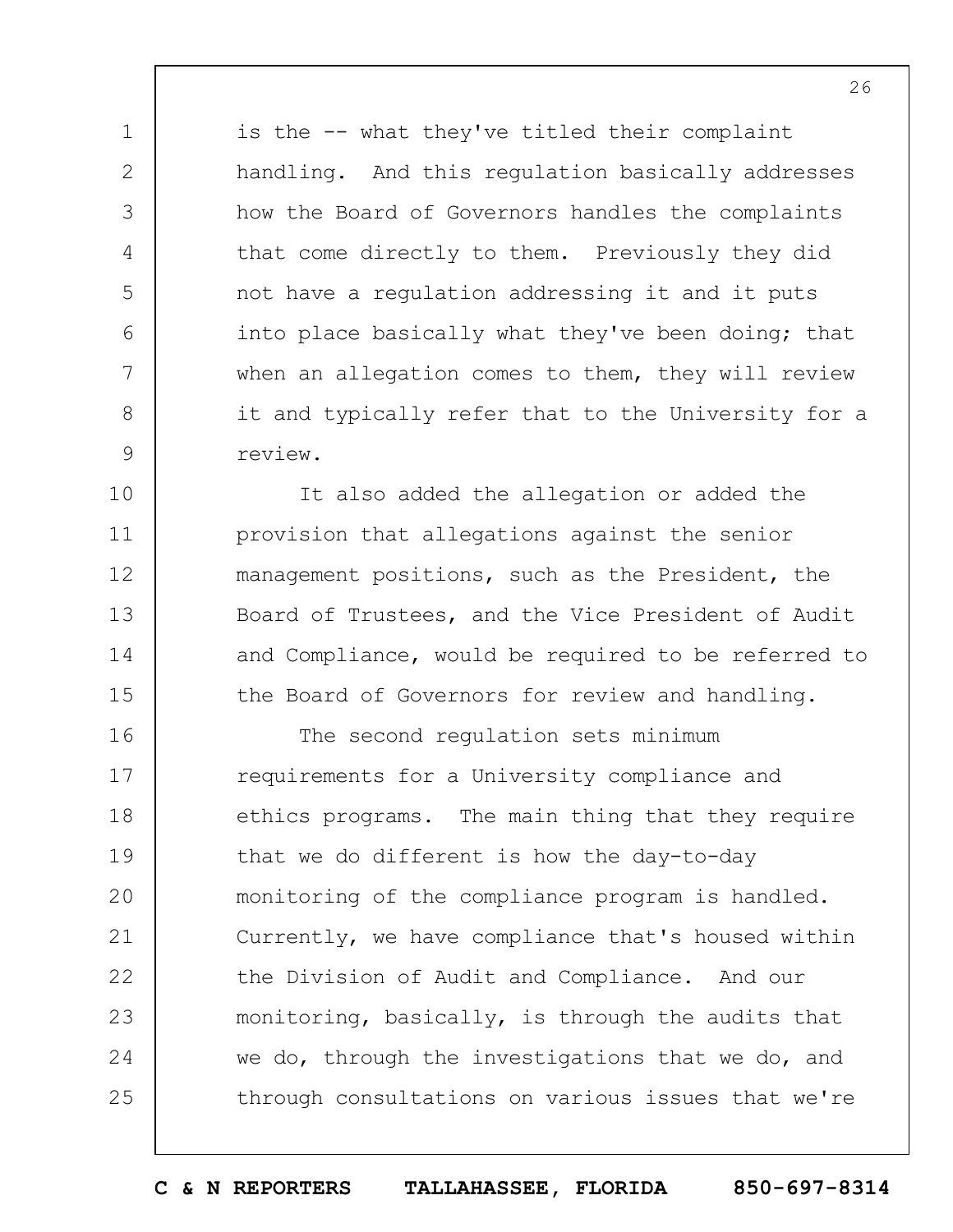is the -- what they've titled their complaint handling. And this regulation basically addresses how the Board of Governors handles the complaints that come directly to them. Previously they did not have a regulation addressing it and it puts into place basically what they've been doing; that when an allegation comes to them, they will review it and typically refer that to the University for a review.

It also added the allegation or added the provision that allegations against the senior management positions, such as the President, the Board of Trustees, and the Vice President of Audit and Compliance, would be required to be referred to the Board of Governors for review and handling.

The second regulation sets minimum requirements for a University compliance and ethics programs. The main thing that they require that we do different is how the day-to-day monitoring of the compliance program is handled. Currently, we have compliance that's housed within the Division of Audit and Compliance. And our monitoring, basically, is through the audits that we do, through the investigations that we do, and through consultations on various issues that we're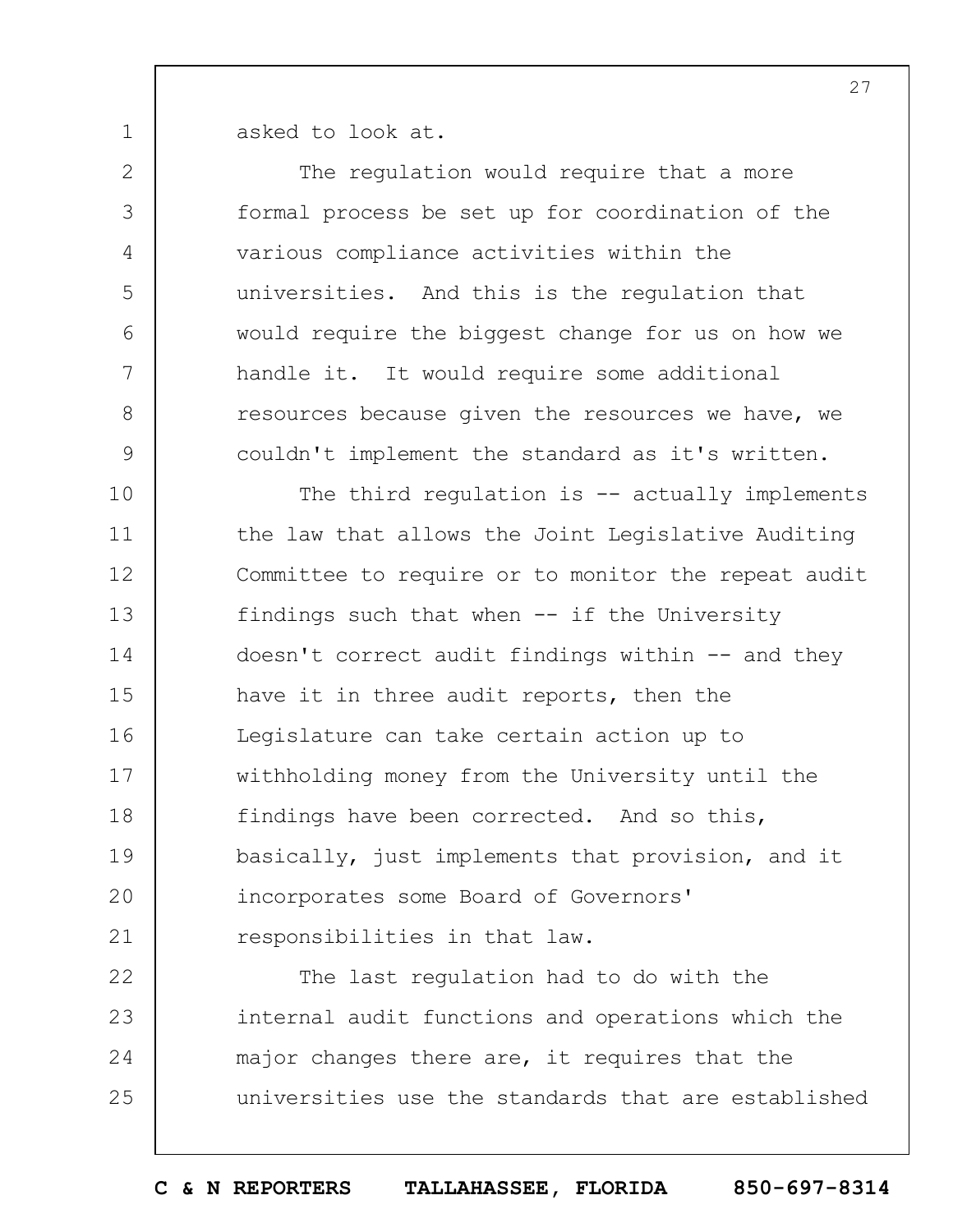asked to look at.

The regulation would require that a more formal process be set up for coordination of the various compliance activities within the universities. And this is the regulation that would require the biggest change for us on how we handle it. It would require some additional resources because given the resources we have, we couldn't implement the standard as it's written.

The third regulation is -- actually implements the law that allows the Joint Legislative Auditing Committee to require or to monitor the repeat audit findings such that when -- if the University doesn't correct audit findings within -- and they have it in three audit reports, then the Legislature can take certain action up to withholding money from the University until the findings have been corrected. And so this, basically, just implements that provision, and it incorporates some Board of Governors' responsibilities in that law.

The last regulation had to do with the internal audit functions and operations which the major changes there are, it requires that the universities use the standards that are established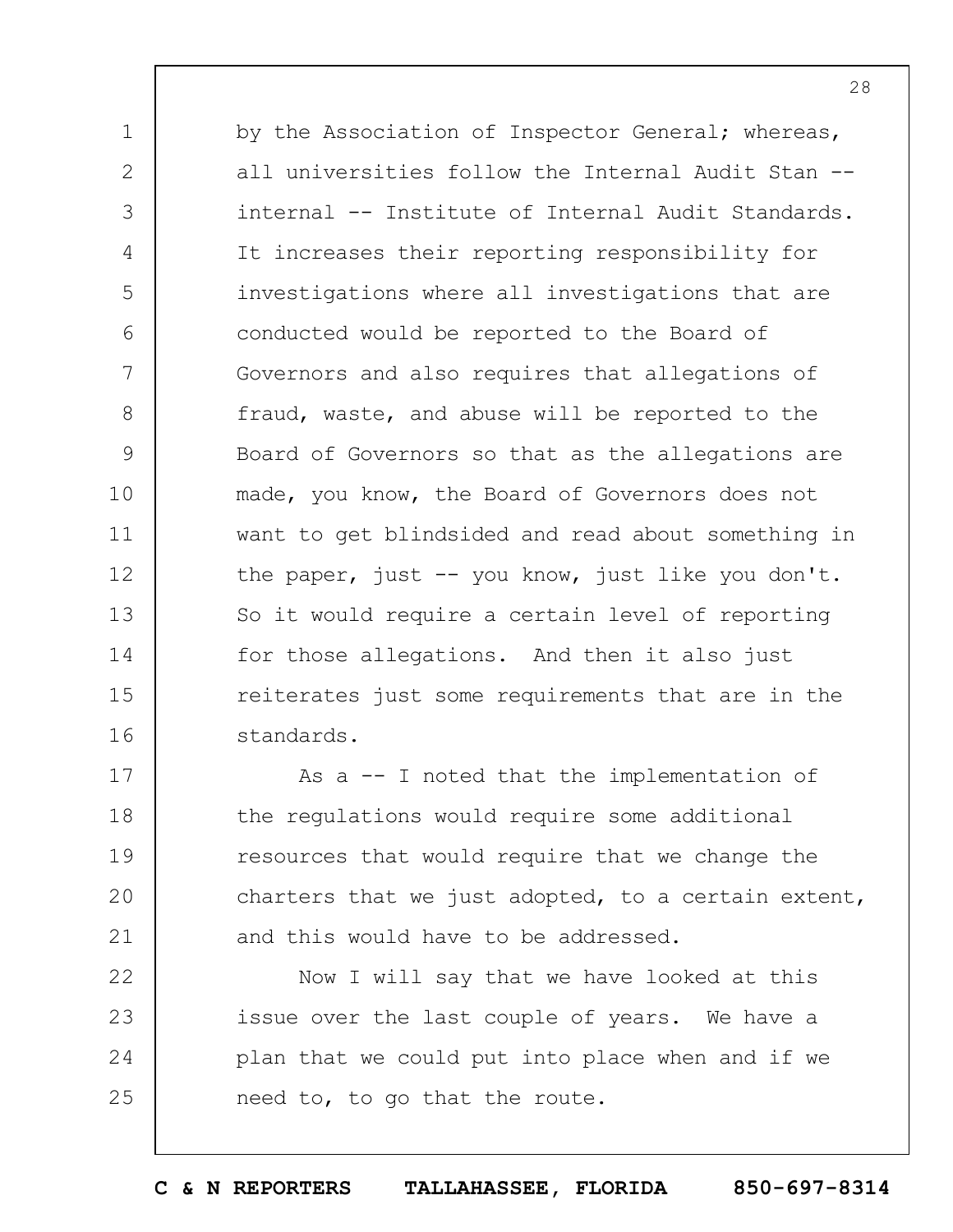by the Association of Inspector General; whereas, all universities follow the Internal Audit Stan -- internal -- Institute of Internal Audit Standards. It increases their reporting responsibility for investigations where all investigations that are conducted would be reported to the Board of Governors and also requires that allegations of fraud, waste, and abuse will be reported to the Board of Governors so that as the allegations are made, you know, the Board of Governors does not want to get blindsided and read about something in the paper, just -- you know, just like you don't. So it would require a certain level of reporting for those allegations. And then it also just reiterates just some requirements that are in the standards.

As a -- I noted that the implementation of the regulations would require some additional resources that would require that we change the charters that we just adopted, to a certain extent, and this would have to be addressed.

Now I will say that we have looked at this issue over the last couple of years. We have a plan that we could put into place when and if we need to, to go that the route.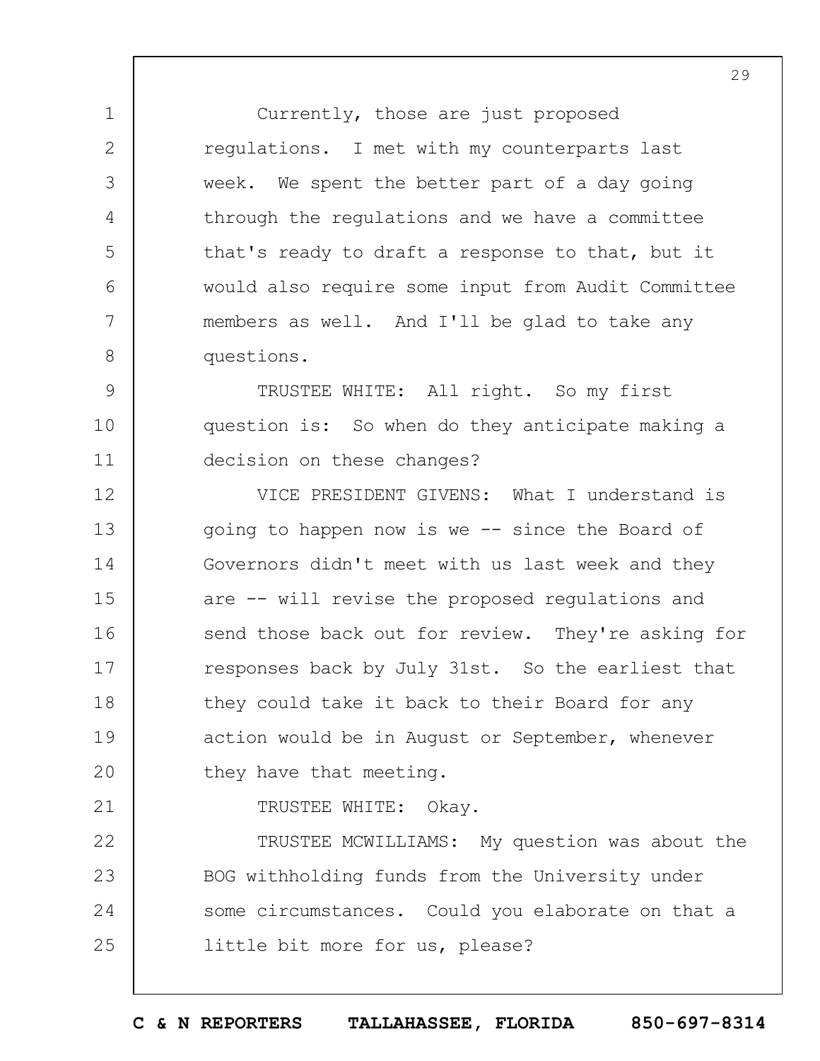Currently, those are just proposed regulations. I met with my counterparts last week. We spent the better part of a day going through the regulations and we have a committee that's ready to draft a response to that, but it would also require some input from Audit Committee members as well. And I'll be glad to take any questions.

TRUSTEE WHITE: All right. So my first question is: So when do they anticipate making a decision on these changes?

VICE PRESIDENT GIVENS: What I understand is going to happen now is we -- since the Board of Governors didn't meet with us last week and they are -- will revise the proposed regulations and send those back out for review. They're asking for responses back by July 31st. So the earliest that they could take it back to their Board for any action would be in August or September, whenever they have that meeting.

TRUSTEE WHITE: Okay.

TRUSTEE MCWILLIAMS: My question was about the BOG withholding funds from the University under some circumstances. Could you elaborate on that a little bit more for us, please?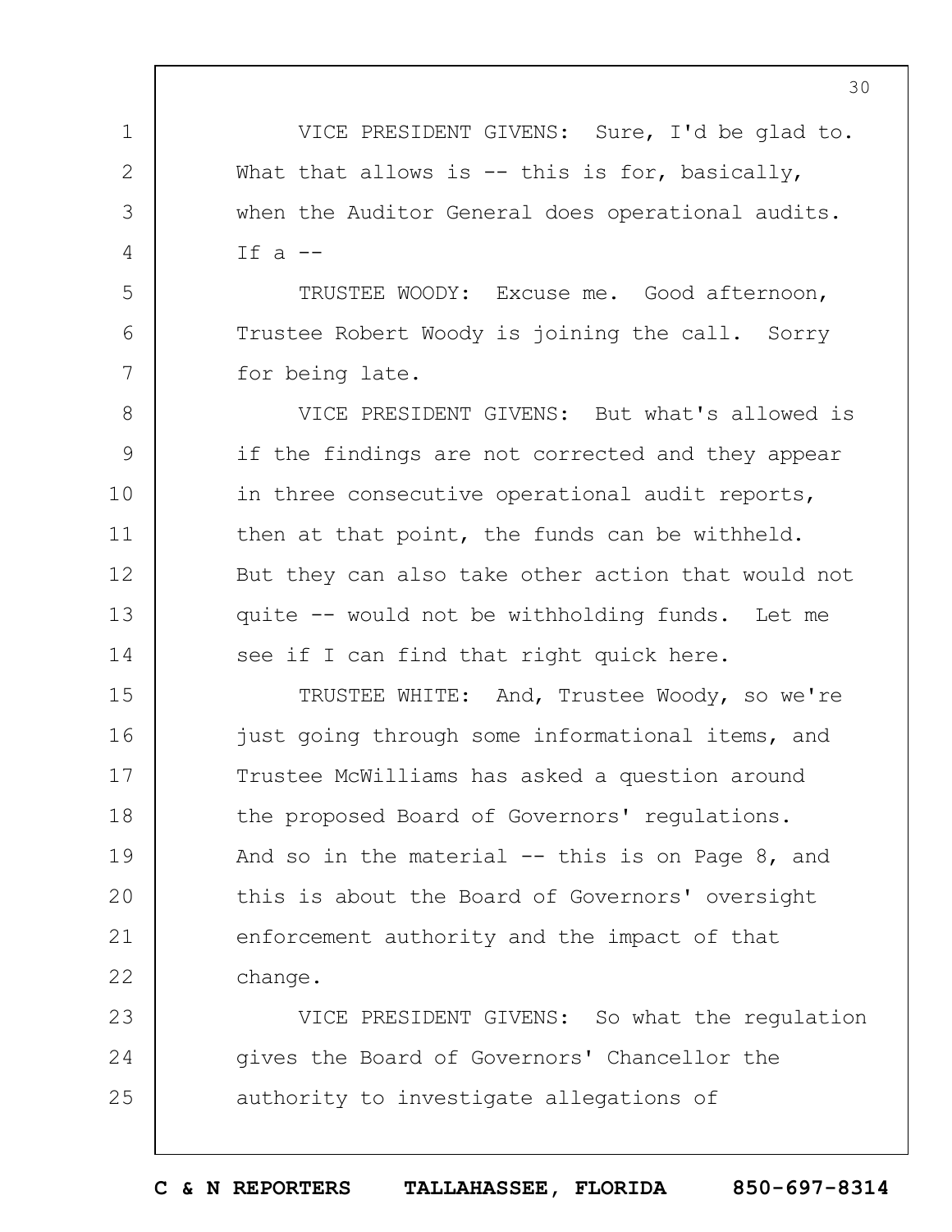VICE PRESIDENT GIVENS: Sure, I'd be glad to. What that allows is -- this is for, basically, when the Auditor General does operational audits. If a --

TRUSTEE WOODY: Excuse me. Good afternoon, Trustee Robert Woody is joining the call. Sorry for being late.

VICE PRESIDENT GIVENS: But what's allowed is if the findings are not corrected and they appear in three consecutive operational audit reports, then at that point, the funds can be withheld. But they can also take other action that would not quite -- would not be withholding funds. Let me see if I can find that right quick here.

TRUSTEE WHITE: And, Trustee Woody, so we're just going through some informational items, and Trustee McWilliams has asked a question around the proposed Board of Governors' regulations. And so in the material -- this is on Page 8, and this is about the Board of Governors' oversight enforcement authority and the impact of that change.

VICE PRESIDENT GIVENS: So what the regulation gives the Board of Governors' Chancellor the authority to investigate allegations of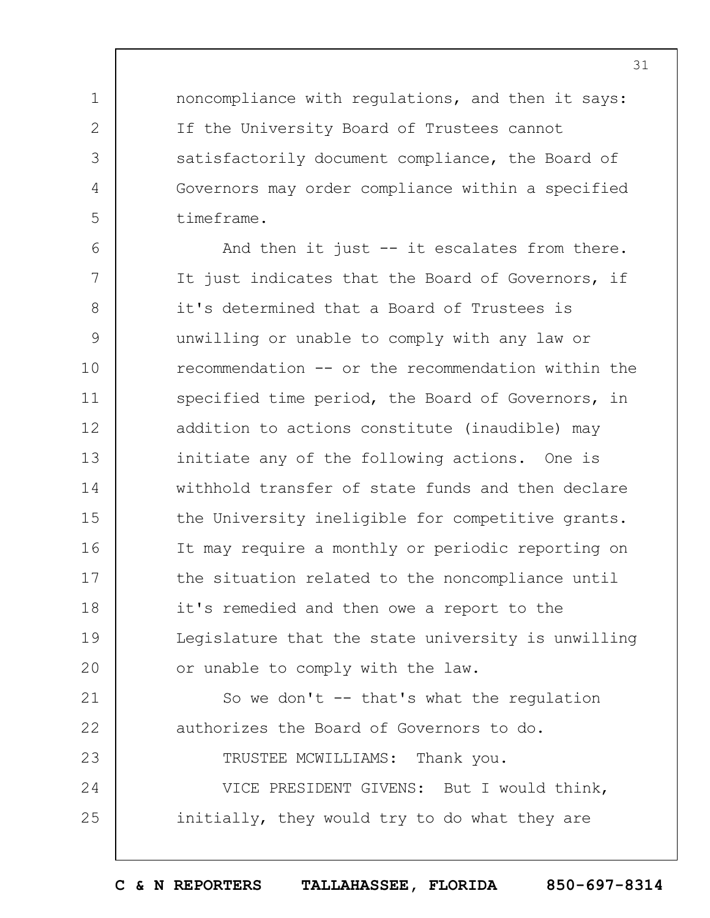noncompliance with regulations, and then it says: If the University Board of Trustees cannot satisfactorily document compliance, the Board of Governors may order compliance within a specified timeframe.

And then it just -- it escalates from there. It just indicates that the Board of Governors, if it's determined that a Board of Trustees is unwilling or unable to comply with any law or recommendation -- or the recommendation within the specified time period, the Board of Governors, in addition to actions constitute (inaudible) may initiate any of the following actions. One is withhold transfer of state funds and then declare the University ineligible for competitive grants. It may require a monthly or periodic reporting on the situation related to the noncompliance until it's remedied and then owe a report to the Legislature that the state university is unwilling or unable to comply with the law.

So we don't -- that's what the regulation authorizes the Board of Governors to do.

TRUSTEE MCWILLIAMS: Thank you.

VICE PRESIDENT GIVENS: But I would think, initially, they would try to do what they are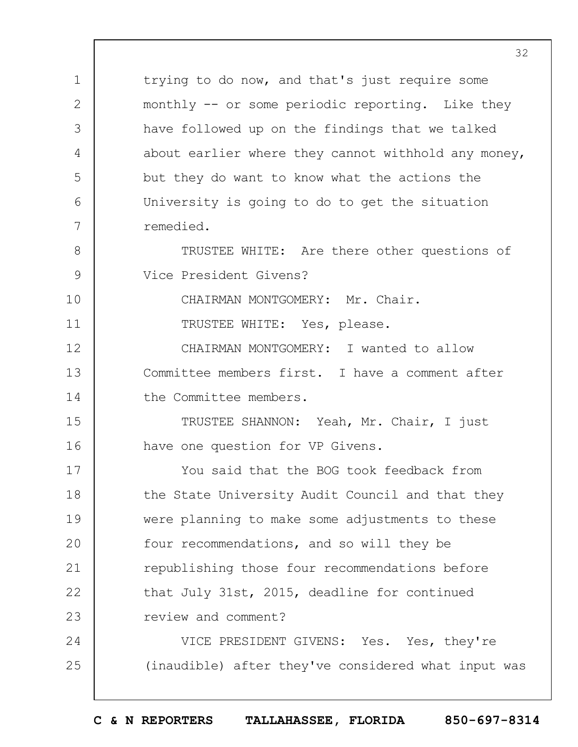trying to do now, and that's just require some monthly -- or some periodic reporting. Like they have followed up on the findings that we talked about earlier where they cannot withhold any money, but they do want to know what the actions the University is going to do to get the situation remedied.

TRUSTEE WHITE: Are there other questions of Vice President Givens?

CHAIRMAN MONTGOMERY: Mr. Chair.

TRUSTEE WHITE: Yes, please.

CHAIRMAN MONTGOMERY: I wanted to allow Committee members first. I have a comment after the Committee members.

TRUSTEE SHANNON: Yeah, Mr. Chair, I just have one question for VP Givens.

You said that the BOG took feedback from the State University Audit Council and that they were planning to make some adjustments to these four recommendations, and so will they be republishing those four recommendations before that July 31st, 2015, deadline for continued review and comment?

VICE PRESIDENT GIVENS: Yes. Yes, they're (inaudible) after they've considered what input was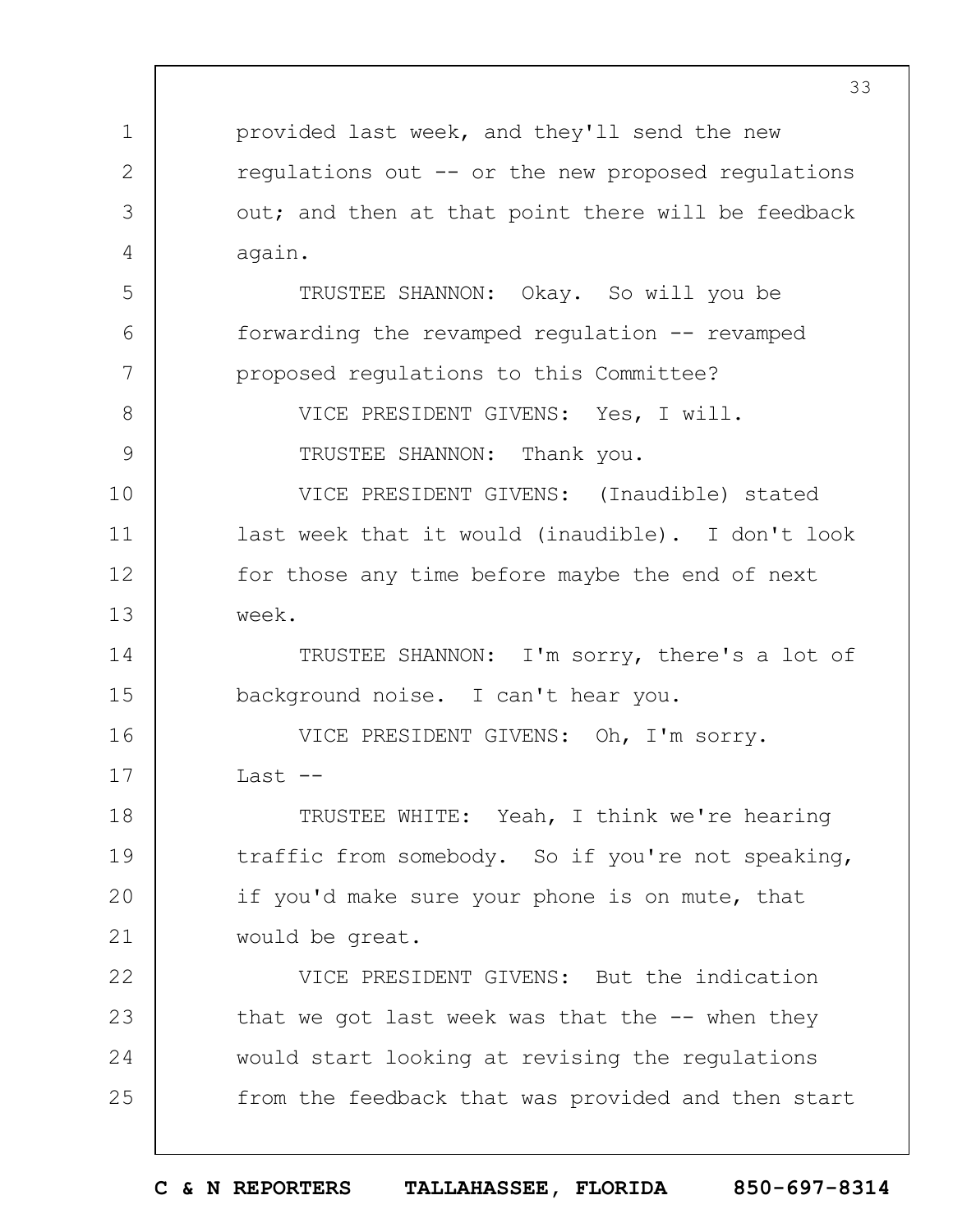provided last week, and they'll send the new regulations out -- or the new proposed regulations out; and then at that point there will be feedback again.

TRUSTEE SHANNON: Okay. So will you be forwarding the revamped regulation -- revamped proposed regulations to this Committee?

VICE PRESIDENT GIVENS: Yes, I will.

TRUSTEE SHANNON: Thank you.

VICE PRESIDENT GIVENS: (Inaudible) stated last week that it would (inaudible). I don't look for those any time before maybe the end of next week.

TRUSTEE SHANNON: I'm sorry, there's a lot of background noise. I can't hear you.

VICE PRESIDENT GIVENS: Oh, I'm sorry. Last --

TRUSTEE WHITE: Yeah, I think we're hearing traffic from somebody. So if you're not speaking, if you'd make sure your phone is on mute, that would be great.

VICE PRESIDENT GIVENS: But the indication that we got last week was that the -- when they would start looking at revising the regulations from the feedback that was provided and then start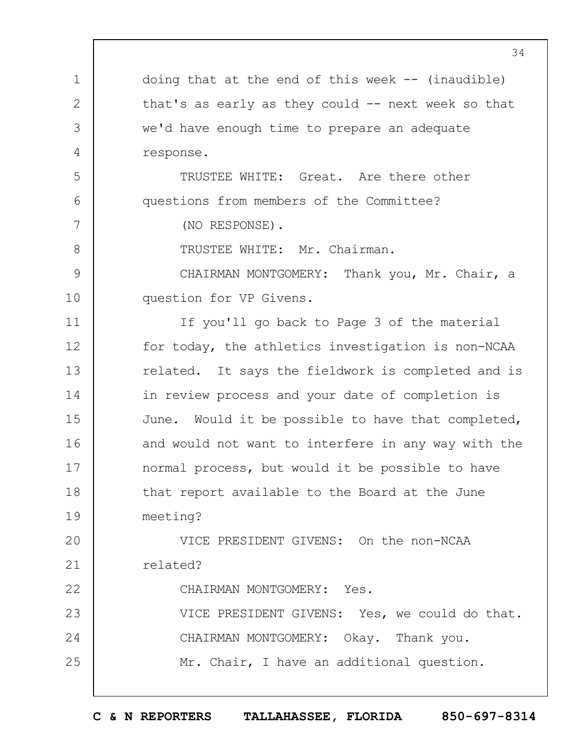doing that at the end of this week -- (inaudible) that's as early as they could -- next week so that we'd have enough time to prepare an adequate response.

TRUSTEE WHITE: Great. Are there other questions from members of the Committee?

(NO RESPONSE).

TRUSTEE WHITE: Mr. Chairman.

CHAIRMAN MONTGOMERY: Thank you, Mr. Chair, a question for VP Givens.

If you'll go back to Page 3 of the material for today, the athletics investigation is non-NCAA related. It says the fieldwork is completed and is in review process and your date of completion is June. Would it be possible to have that completed, and would not want to interfere in any way with the normal process, but would it be possible to have that report available to the Board at the June meeting?

VICE PRESIDENT GIVENS: On the non-NCAA related?

CHAIRMAN MONTGOMERY: Yes.

VICE PRESIDENT GIVENS: Yes, we could do that.

CHAIRMAN MONTGOMERY: Okay. Thank you.

Mr. Chair, I have an additional question.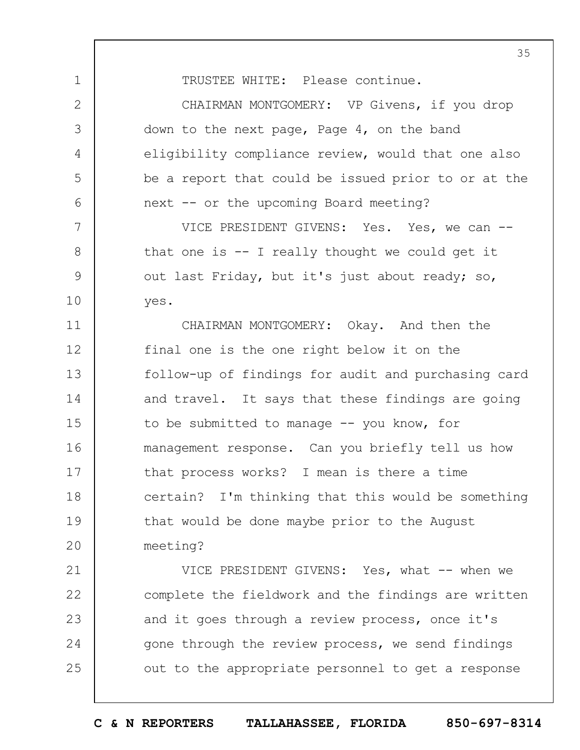TRUSTEE WHITE: Please continue.

CHAIRMAN MONTGOMERY: VP Givens, if you drop down to the next page, Page 4, on the band eligibility compliance review, would that one also be a report that could be issued prior to or at the next -- or the upcoming Board meeting?

VICE PRESIDENT GIVENS: Yes. Yes, we can -- that one is -- I really thought we could get it out last Friday, but it's just about ready; so, yes.

CHAIRMAN MONTGOMERY: Okay. And then the final one is the one right below it on the follow-up of findings for audit and purchasing card and travel. It says that these findings are going to be submitted to manage -- you know, for management response. Can you briefly tell us how that process works? I mean is there a time certain? I'm thinking that this would be something that would be done maybe prior to the August meeting?

VICE PRESIDENT GIVENS: Yes, what -- when we complete the fieldwork and the findings are written and it goes through a review process, once it's gone through the review process, we send findings out to the appropriate personnel to get a response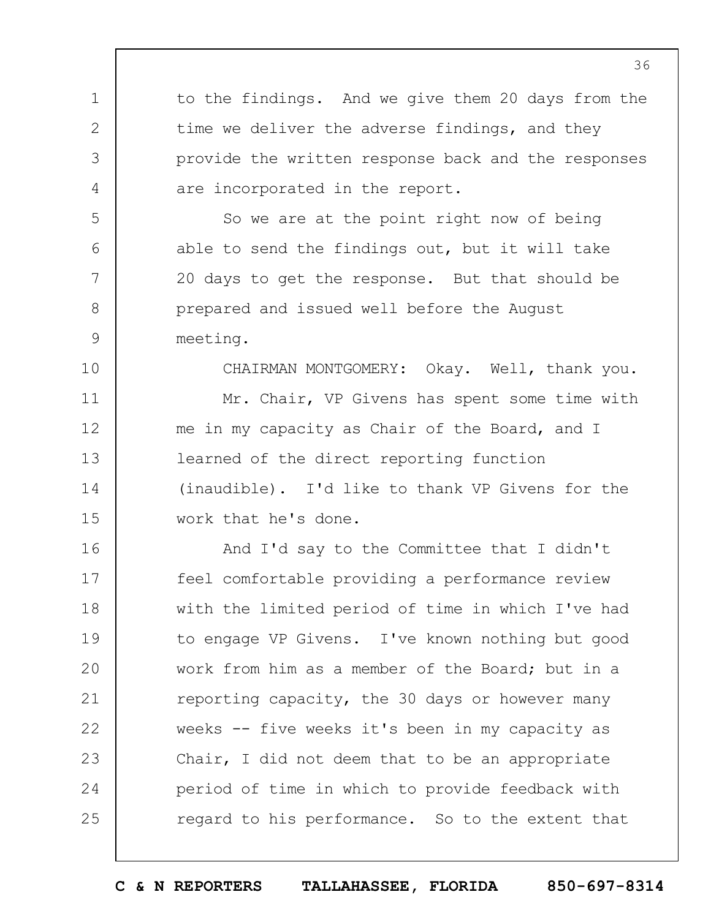to the findings. And we give them 20 days from the time we deliver the adverse findings, and they provide the written response back and the responses are incorporated in the report.

So we are at the point right now of being able to send the findings out, but it will take 20 days to get the response. But that should be prepared and issued well before the August meeting.

CHAIRMAN MONTGOMERY: Okay. Well, thank you.

Mr. Chair, VP Givens has spent some time with me in my capacity as Chair of the Board, and I learned of the direct reporting function (inaudible). I'd like to thank VP Givens for the work that he's done.

And I'd say to the Committee that I didn't feel comfortable providing a performance review with the limited period of time in which I've had to engage VP Givens. I've known nothing but good work from him as a member of the Board; but in a reporting capacity, the 30 days or however many weeks -- five weeks it's been in my capacity as Chair, I did not deem that to be an appropriate period of time in which to provide feedback with regard to his performance. So to the extent that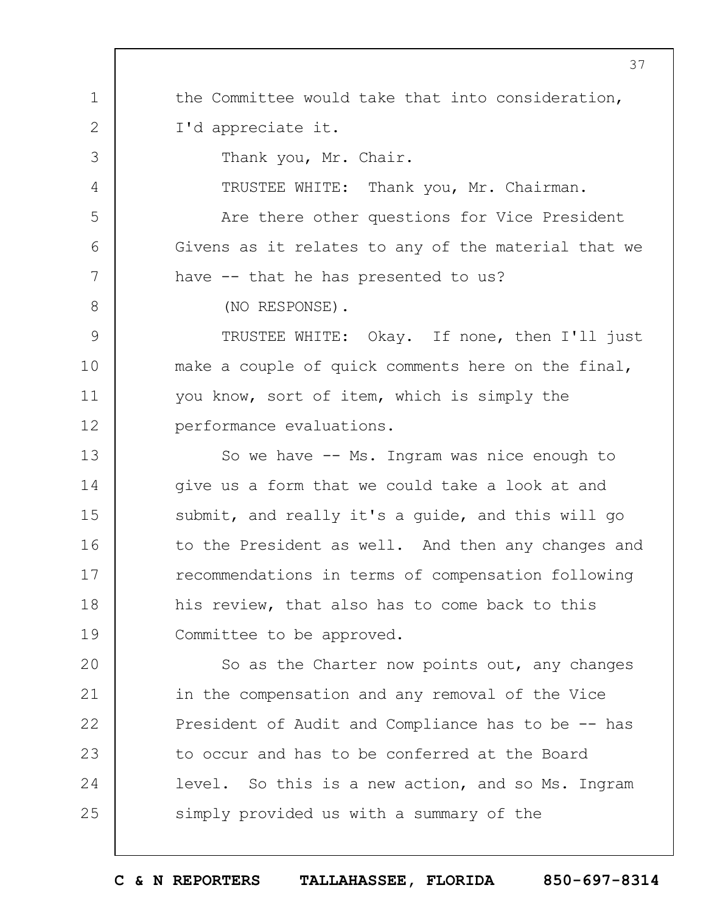the Committee would take that into consideration, I'd appreciate it.

Thank you, Mr. Chair.

TRUSTEE WHITE: Thank you, Mr. Chairman.

Are there other questions for Vice President Givens as it relates to any of the material that we have -- that he has presented to us?

(NO RESPONSE).

TRUSTEE WHITE: Okay. If none, then I'll just make a couple of quick comments here on the final, you know, sort of item, which is simply the performance evaluations.

So we have -- Ms. Ingram was nice enough to give us a form that we could take a look at and submit, and really it's a guide, and this will go to the President as well. And then any changes and recommendations in terms of compensation following his review, that also has to come back to this Committee to be approved.

So as the Charter now points out, any changes in the compensation and any removal of the Vice President of Audit and Compliance has to be -- has to occur and has to be conferred at the Board level. So this is a new action, and so Ms. Ingram simply provided us with a summary of the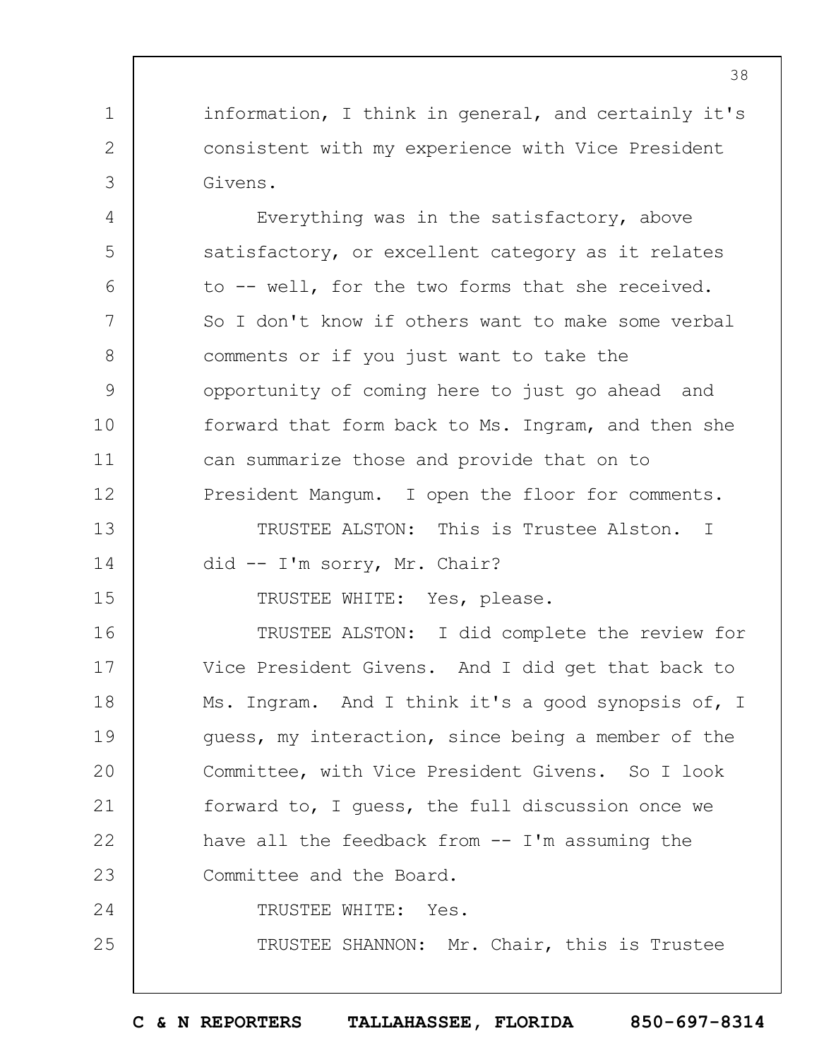information, I think in general, and certainly it's consistent with my experience with Vice President Givens.

Everything was in the satisfactory, above satisfactory, or excellent category as it relates to -- well, for the two forms that she received. So I don't know if others want to make some verbal comments or if you just want to take the opportunity of coming here to just go ahead and forward that form back to Ms. Ingram, and then she can summarize those and provide that on to President Mangum. I open the floor for comments.

TRUSTEE ALSTON: This is Trustee Alston. I did -- I'm sorry, Mr. Chair?

TRUSTEE WHITE: Yes, please.

TRUSTEE ALSTON: I did complete the review for Vice President Givens. And I did get that back to Ms. Ingram. And I think it's a good synopsis of, I guess, my interaction, since being a member of the Committee, with Vice President Givens. So I look forward to, I guess, the full discussion once we have all the feedback from -- I'm assuming the Committee and the Board.

TRUSTEE WHITE: Yes.

TRUSTEE SHANNON: Mr. Chair, this is Trustee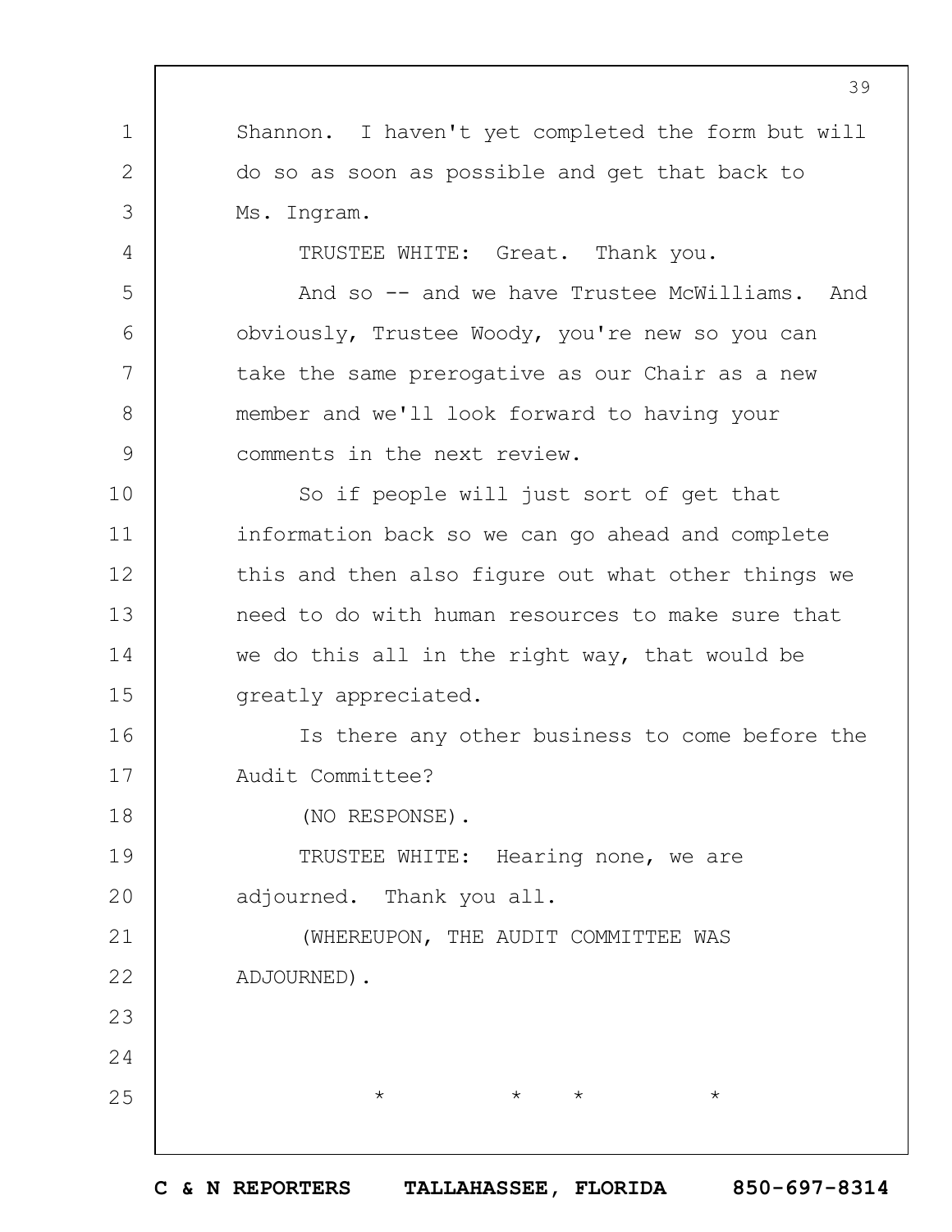Shannon. I haven't yet completed the form but will do so as soon as possible and get that back to Ms. Ingram.

TRUSTEE WHITE: Great. Thank you.

And so -- and we have Trustee McWilliams. And obviously, Trustee Woody, you're new so you can take the same prerogative as our Chair as a new member and we'll look forward to having your comments in the next review.

So if people will just sort of get that information back so we can go ahead and complete this and then also figure out what other things we need to do with human resources to make sure that we do this all in the right way, that would be greatly appreciated.

Is there any other business to come before the Audit Committee?

(NO RESPONSE).

TRUSTEE WHITE: Hearing none, we are adjourned. Thank you all.

(WHEREUPON, THE AUDIT COMMITTEE WAS ADJOURNED).

\* \* \* \*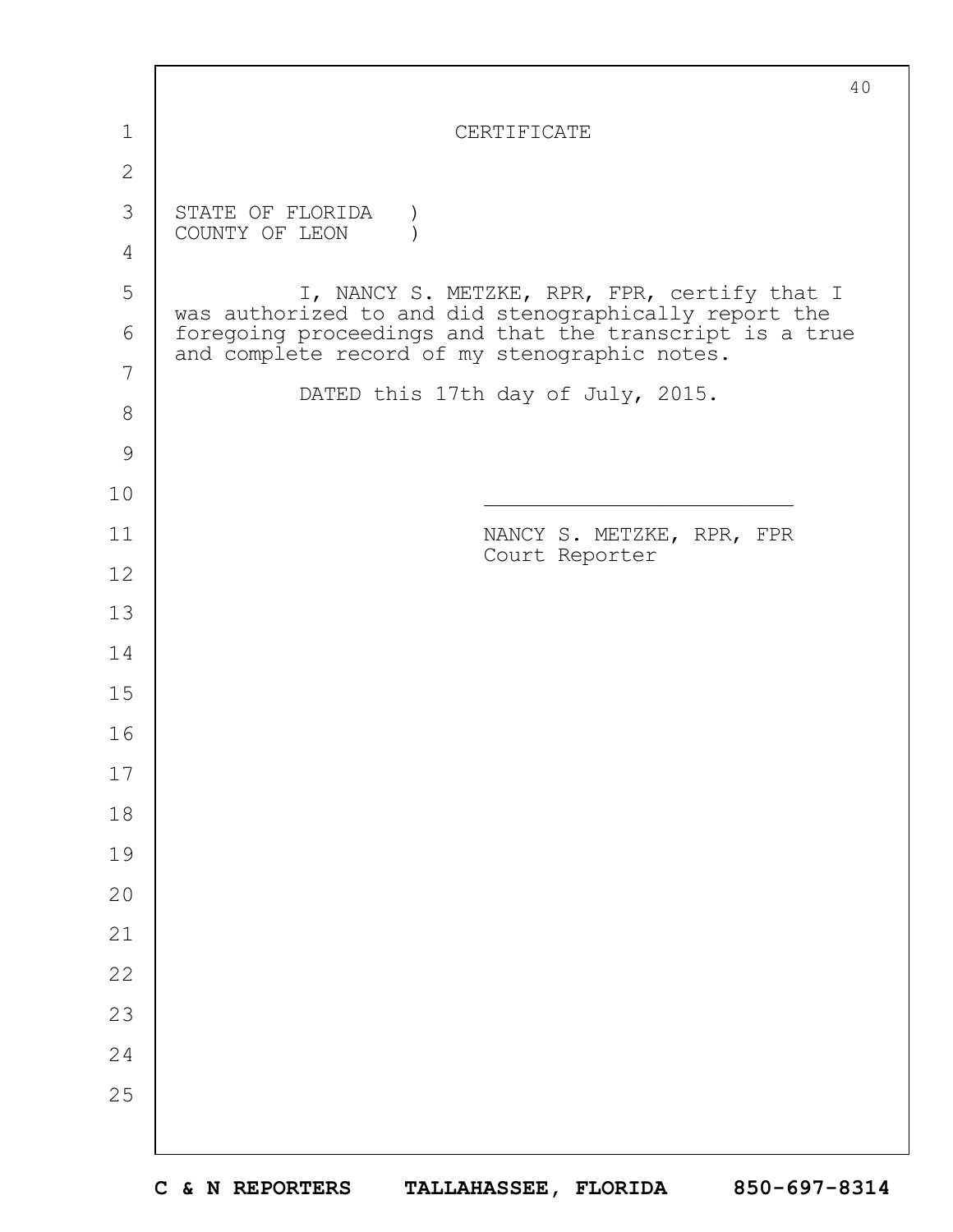# CERTIFICATE

STATE OF FLORIDA )
COUNTY OF LEON )

I, NANCY S. METZKE, RPR, FPR, certify that I was authorized to and did stenographically report the foregoing proceedings and that the transcript is a true and complete record of my stenographic notes.

DATED this 17th day of July, 2015.

\_\_\_\_\_\_\_\_\_\_\_\_\_\_\_\_\_\_\_\_\_\_\_\_\_

NANCY S. METZKE, RPR, FPR
Court Reporter